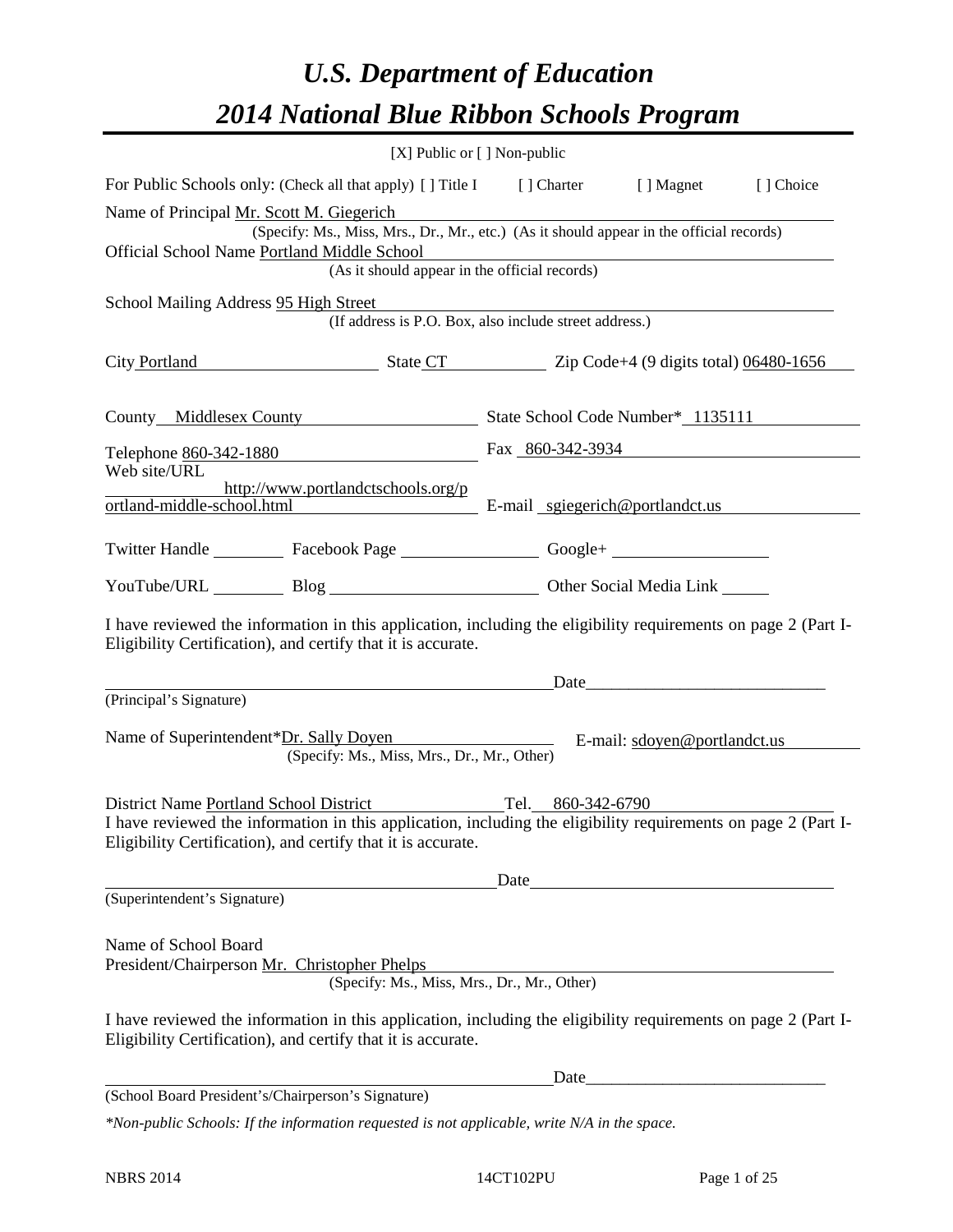# *U.S. Department of Education*

# *2014 National Blue Ribbon Schools Program*

[X] Public or [ ] Non-public

For Public Schools only: (Check all that apply) [ ] Title I [ ] Charter [ ] Magnet [ ] Choice

Name of Principal Mr. Scott M. Giegerich
(Specify: Ms., Miss, Mrs., Dr., Mr., etc.) (As it should appear in the official records)

Official School Name Portland Middle School
(As it should appear in the official records)

School Mailing Address 95 High Street
(If address is P.O. Box, also include street address.)

City Portland State CT Zip Code+4 (9 digits total) 06480-1656

County Middlesex County State School Code Number* 1135111

Telephone 860-342-1880 Fax 860-342-3934

Web site/URL http://www.portlandctschools.org/portland-middle-school.html E-mail sgiegerich@portlandct.us

Twitter Handle ________ Facebook Page ________ Google+ ________

YouTube/URL ________ Blog ________ Other Social Media Link ________

I have reviewed the information in this application, including the eligibility requirements on page 2 (Part I-Eligibility Certification), and certify that it is accurate.

_________________________________________ Date_________________________

(Principal's Signature)

Name of Superintendent*Dr. Sally Doyen E-mail: sdoyen@portlandct.us
(Specify: Ms., Miss, Mrs., Dr., Mr., Other)

District Name Portland School District Tel. 860-342-6790

I have reviewed the information in this application, including the eligibility requirements on page 2 (Part I-Eligibility Certification), and certify that it is accurate.

_________________________________________ Date_________________________

(Superintendent's Signature)

Name of School Board
President/Chairperson Mr. Christopher Phelps
(Specify: Ms., Miss, Mrs., Dr., Mr., Other)

I have reviewed the information in this application, including the eligibility requirements on page 2 (Part I-Eligibility Certification), and certify that it is accurate.

_________________________________________ Date_________________________

(School Board President's/Chairperson's Signature)

*\*Non-public Schools: If the information requested is not applicable, write N/A in the space.*

NBRS 2014 14CT102PU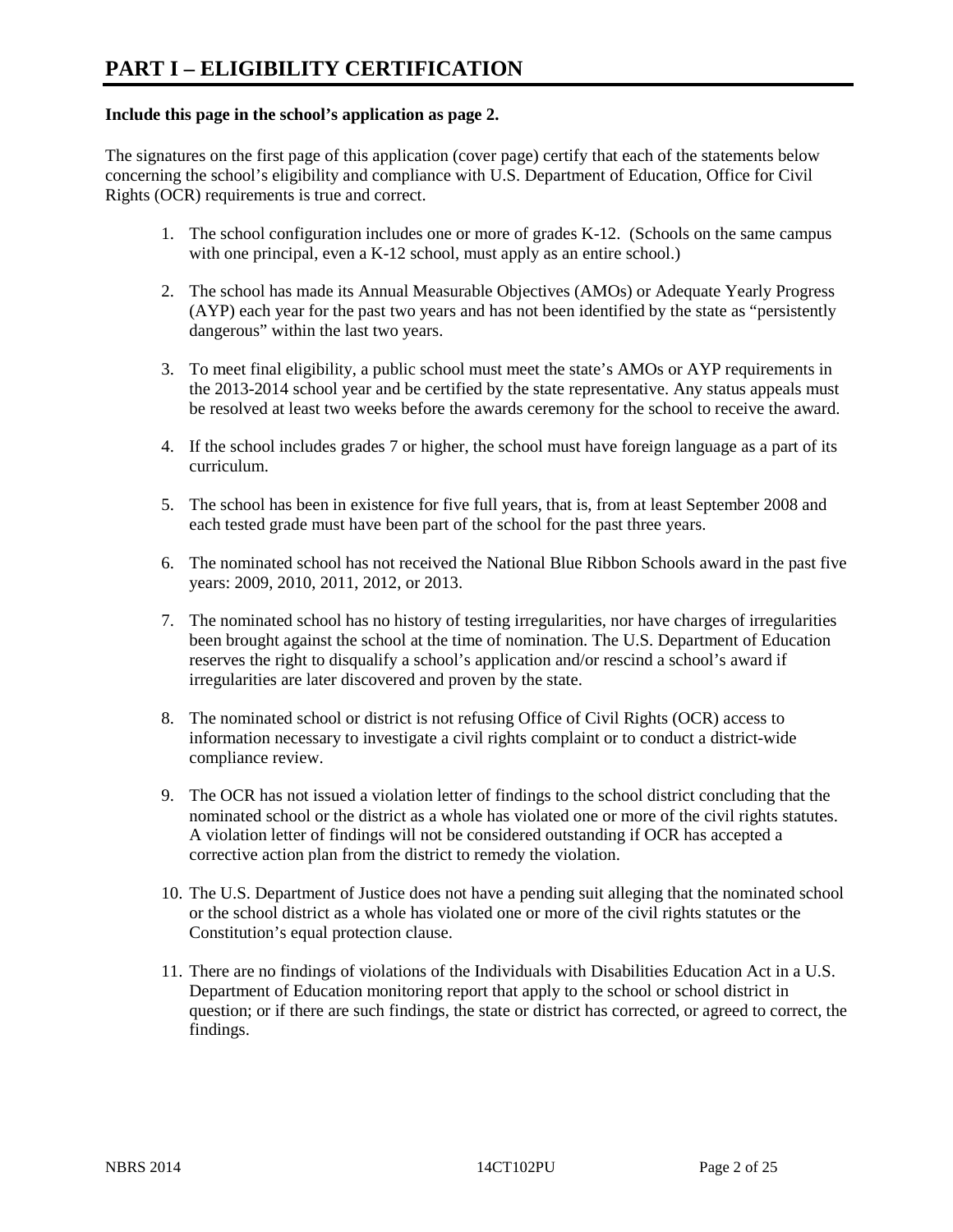# PART I – ELIGIBILITY CERTIFICATION

**Include this page in the school's application as page 2.**

The signatures on the first page of this application (cover page) certify that each of the statements below concerning the school's eligibility and compliance with U.S. Department of Education, Office for Civil Rights (OCR) requirements is true and correct.

1. The school configuration includes one or more of grades K-12. (Schools on the same campus with one principal, even a K-12 school, must apply as an entire school.)

2. The school has made its Annual Measurable Objectives (AMOs) or Adequate Yearly Progress (AYP) each year for the past two years and has not been identified by the state as "persistently dangerous" within the last two years.

3. To meet final eligibility, a public school must meet the state's AMOs or AYP requirements in the 2013-2014 school year and be certified by the state representative. Any status appeals must be resolved at least two weeks before the awards ceremony for the school to receive the award.

4. If the school includes grades 7 or higher, the school must have foreign language as a part of its curriculum.

5. The school has been in existence for five full years, that is, from at least September 2008 and each tested grade must have been part of the school for the past three years.

6. The nominated school has not received the National Blue Ribbon Schools award in the past five years: 2009, 2010, 2011, 2012, or 2013.

7. The nominated school has no history of testing irregularities, nor have charges of irregularities been brought against the school at the time of nomination. The U.S. Department of Education reserves the right to disqualify a school's application and/or rescind a school's award if irregularities are later discovered and proven by the state.

8. The nominated school or district is not refusing Office of Civil Rights (OCR) access to information necessary to investigate a civil rights complaint or to conduct a district-wide compliance review.

9. The OCR has not issued a violation letter of findings to the school district concluding that the nominated school or the district as a whole has violated one or more of the civil rights statutes. A violation letter of findings will not be considered outstanding if OCR has accepted a corrective action plan from the district to remedy the violation.

10. The U.S. Department of Justice does not have a pending suit alleging that the nominated school or the school district as a whole has violated one or more of the civil rights statutes or the Constitution's equal protection clause.

11. There are no findings of violations of the Individuals with Disabilities Education Act in a U.S. Department of Education monitoring report that apply to the school or school district in question; or if there are such findings, the state or district has corrected, or agreed to correct, the findings.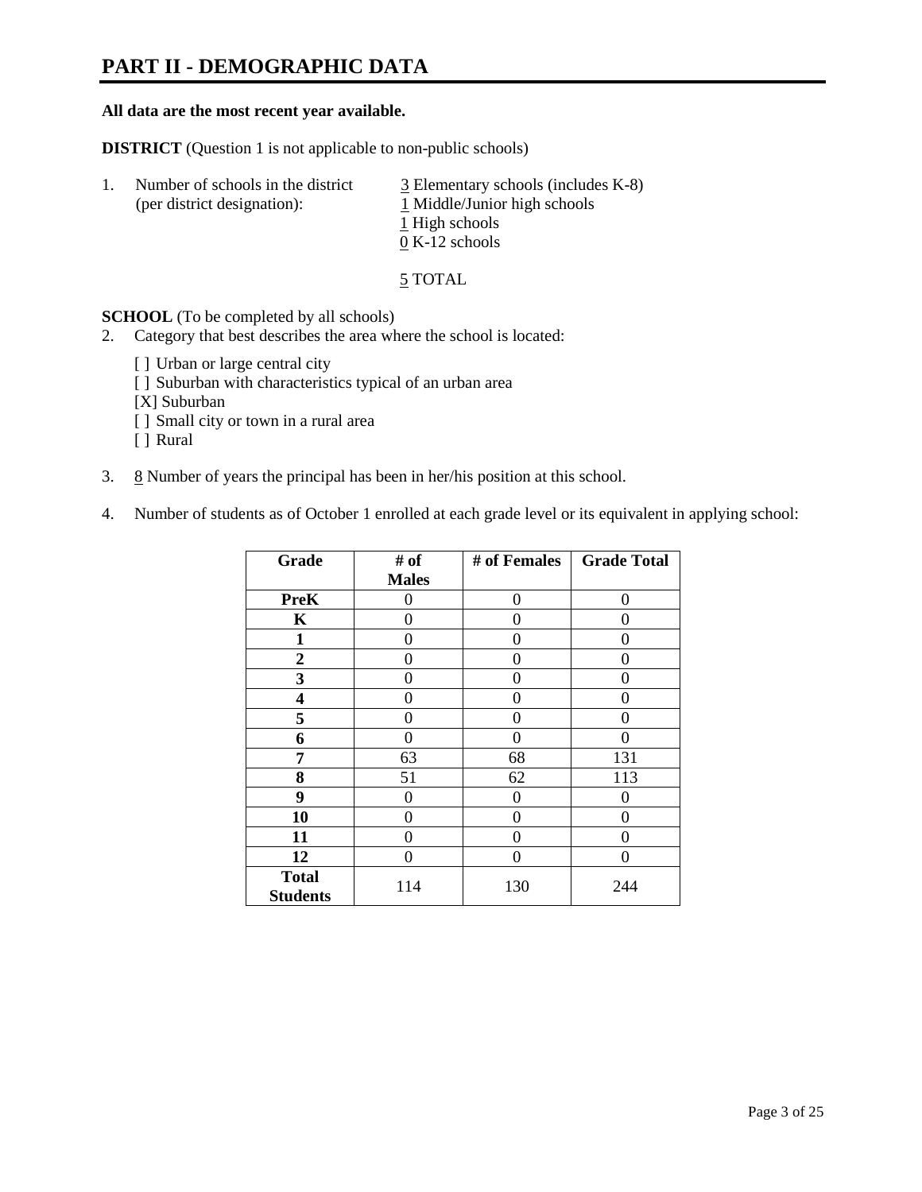# PART II - DEMOGRAPHIC DATA

**All data are the most recent year available.**

**DISTRICT** (Question 1 is not applicable to non-public schools)

1. Number of schools in the district (per district designation):
   - 3 Elementary schools (includes K-8)
   - 1 Middle/Junior high schools
   - 1 High schools
   - 0 K-12 schools

   5 TOTAL

**SCHOOL** (To be completed by all schools)

2. Category that best describes the area where the school is located:

   [ ] Urban or large central city
   [ ] Suburban with characteristics typical of an urban area
   [X] Suburban
   [ ] Small city or town in a rural area
   [ ] Rural

3. 8 Number of years the principal has been in her/his position at this school.

4. Number of students as of October 1 enrolled at each grade level or its equivalent in applying school:

| Grade | # of Males | # of Females | Grade Total |
|---|---|---|---|
| **PreK** | 0 | 0 | 0 |
| **K** | 0 | 0 | 0 |
| **1** | 0 | 0 | 0 |
| **2** | 0 | 0 | 0 |
| **3** | 0 | 0 | 0 |
| **4** | 0 | 0 | 0 |
| **5** | 0 | 0 | 0 |
| **6** | 0 | 0 | 0 |
| **7** | 63 | 68 | 131 |
| **8** | 51 | 62 | 113 |
| **9** | 0 | 0 | 0 |
| **10** | 0 | 0 | 0 |
| **11** | 0 | 0 | 0 |
| **12** | 0 | 0 | 0 |
| **Total Students** | 114 | 130 | 244 |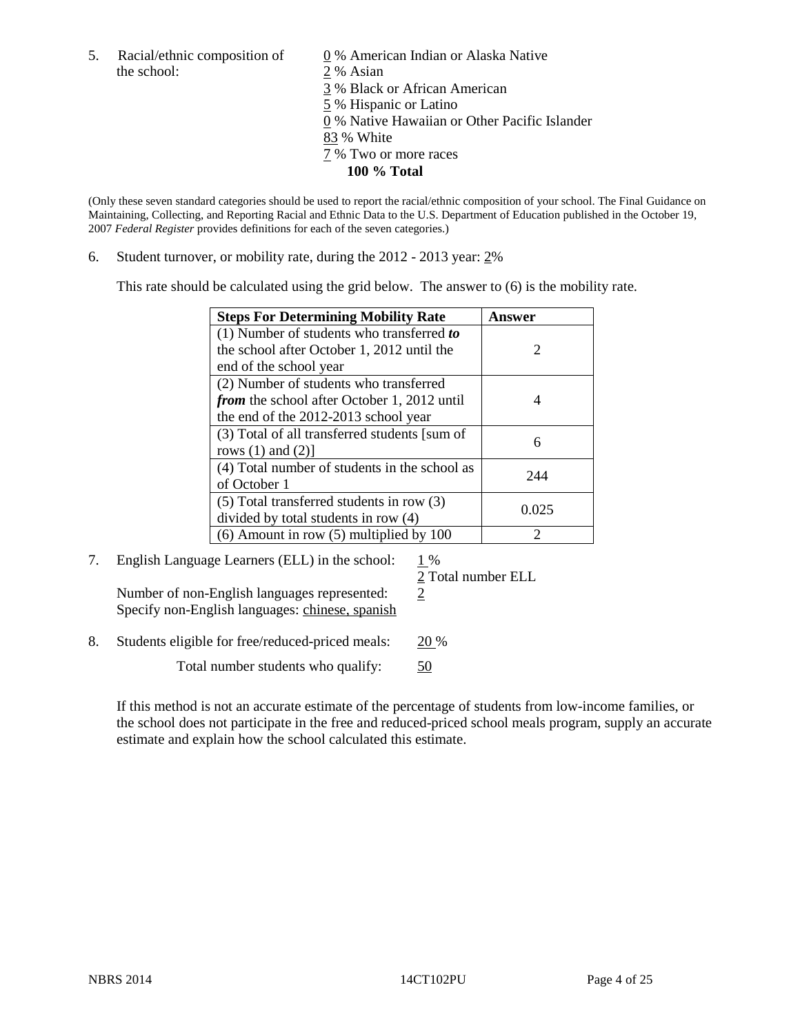5. Racial/ethnic composition of the school:

0 % American Indian or Alaska Native
2 % Asian
3 % Black or African American
5 % Hispanic or Latino
0 % Native Hawaiian or Other Pacific Islander
83 % White
7 % Two or more races
**100 % Total**

(Only these seven standard categories should be used to report the racial/ethnic composition of your school. The Final Guidance on Maintaining, Collecting, and Reporting Racial and Ethnic Data to the U.S. Department of Education published in the October 19, 2007 *Federal Register* provides definitions for each of the seven categories.)

6. Student turnover, or mobility rate, during the 2012 - 2013 year: 2%

This rate should be calculated using the grid below. The answer to (6) is the mobility rate.

| **Steps For Determining Mobility Rate** | **Answer** |
|---|---|
| (1) Number of students who transferred ***to*** the school after October 1, 2012 until the end of the school year | 2 |
| (2) Number of students who transferred ***from*** the school after October 1, 2012 until the end of the 2012-2013 school year | 4 |
| (3) Total of all transferred students [sum of rows (1) and (2)] | 6 |
| (4) Total number of students in the school as of October 1 | 244 |
| (5) Total transferred students in row (3) divided by total students in row (4) | 0.025 |
| (6) Amount in row (5) multiplied by 100 | 2 |

7. English Language Learners (ELL) in the school: 1 %
2 Total number ELL
Number of non-English languages represented: 2
Specify non-English languages: chinese, spanish

8. Students eligible for free/reduced-priced meals: 20 %
Total number students who qualify: 50

If this method is not an accurate estimate of the percentage of students from low-income families, or the school does not participate in the free and reduced-priced school meals program, supply an accurate estimate and explain how the school calculated this estimate.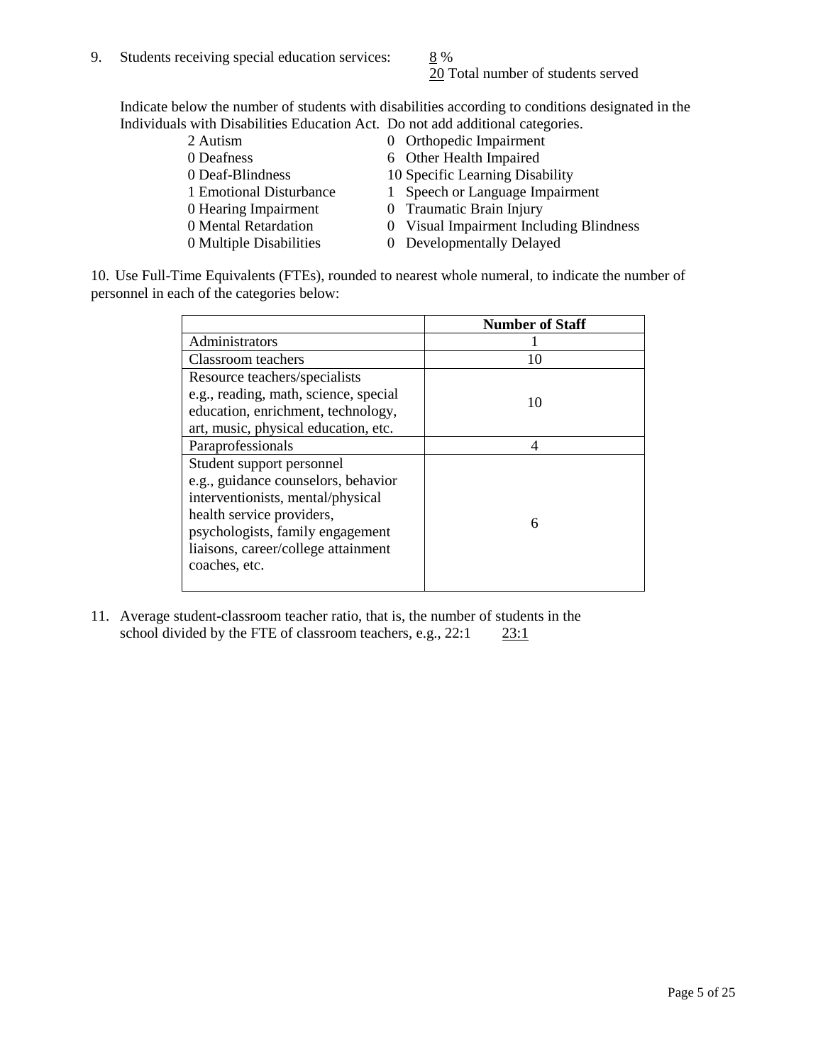9. Students receiving special education services: 8 %
   20 Total number of students served

   Indicate below the number of students with disabilities according to conditions designated in the Individuals with Disabilities Education Act. Do not add additional categories.

   2 Autism
   0 Deafness
   0 Deaf-Blindness
   1 Emotional Disturbance
   0 Hearing Impairment
   0 Mental Retardation
   0 Multiple Disabilities
   0 Orthopedic Impairment
   6 Other Health Impaired
   10 Specific Learning Disability
   1 Speech or Language Impairment
   0 Traumatic Brain Injury
   0 Visual Impairment Including Blindness
   0 Developmentally Delayed

10. Use Full-Time Equivalents (FTEs), rounded to nearest whole numeral, to indicate the number of personnel in each of the categories below:

| | Number of Staff |
|---|---|
| Administrators | 1 |
| Classroom teachers | 10 |
| Resource teachers/specialists e.g., reading, math, science, special education, enrichment, technology, art, music, physical education, etc. | 10 |
| Paraprofessionals | 4 |
| Student support personnel e.g., guidance counselors, behavior interventionists, mental/physical health service providers, psychologists, family engagement liaisons, career/college attainment coaches, etc. | 6 |

11. Average student-classroom teacher ratio, that is, the number of students in the school divided by the FTE of classroom teachers, e.g., 22:1   23:1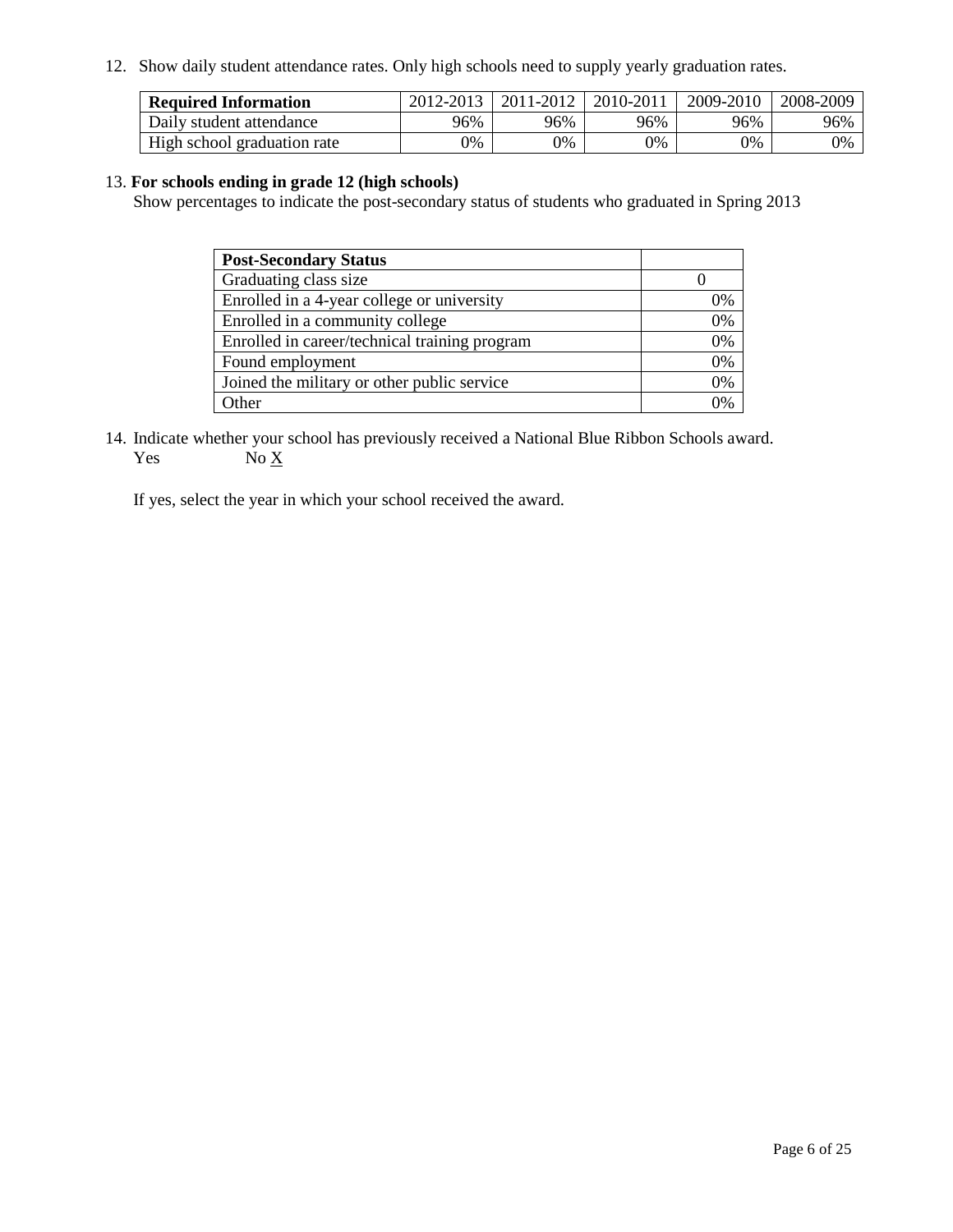12. Show daily student attendance rates. Only high schools need to supply yearly graduation rates.

| **Required Information** | 2012-2013 | 2011-2012 | 2010-2011 | 2009-2010 | 2008-2009 |
|---|---|---|---|---|---|
| Daily student attendance | 96% | 96% | 96% | 96% | 96% |
| High school graduation rate | 0% | 0% | 0% | 0% | 0% |

13. **For schools ending in grade 12 (high schools)**

Show percentages to indicate the post-secondary status of students who graduated in Spring 2013

| **Post-Secondary Status** | |
|---|---|
| Graduating class size | 0 |
| Enrolled in a 4-year college or university | 0% |
| Enrolled in a community college | 0% |
| Enrolled in career/technical training program | 0% |
| Found employment | 0% |
| Joined the military or other public service | 0% |
| Other | 0% |

14. Indicate whether your school has previously received a National Blue Ribbon Schools award.

Yes No X

If yes, select the year in which your school received the award.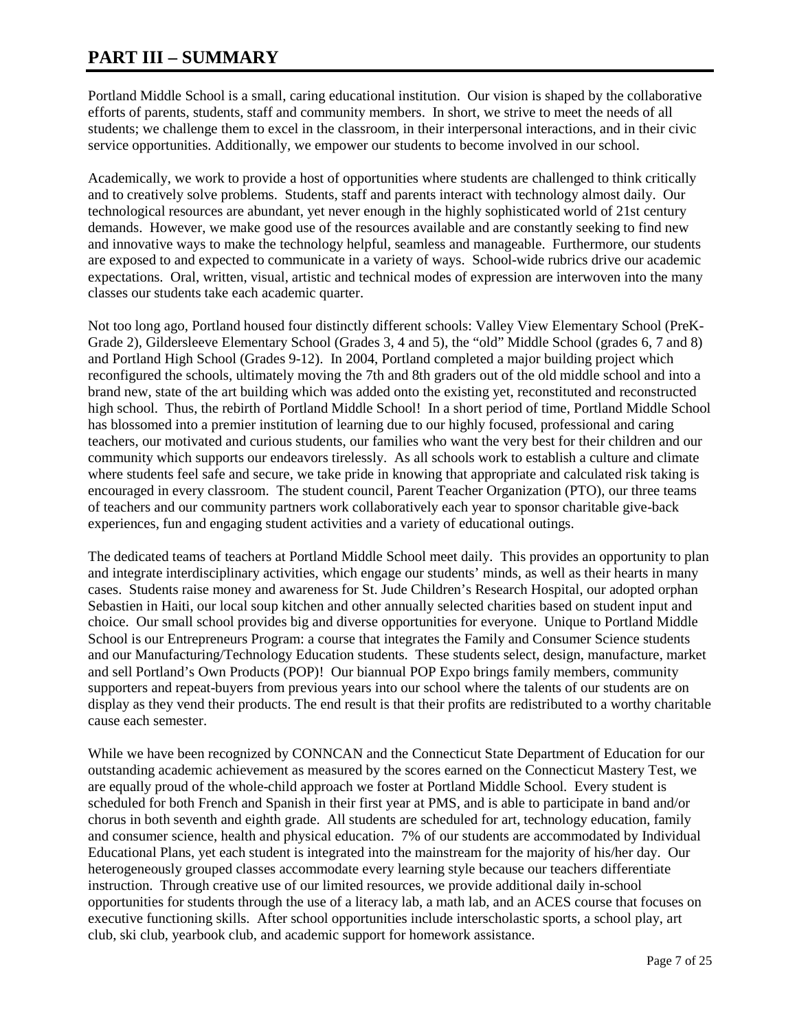# PART III – SUMMARY

Portland Middle School is a small, caring educational institution. Our vision is shaped by the collaborative efforts of parents, students, staff and community members. In short, we strive to meet the needs of all students; we challenge them to excel in the classroom, in their interpersonal interactions, and in their civic service opportunities. Additionally, we empower our students to become involved in our school.

Academically, we work to provide a host of opportunities where students are challenged to think critically and to creatively solve problems. Students, staff and parents interact with technology almost daily. Our technological resources are abundant, yet never enough in the highly sophisticated world of 21st century demands. However, we make good use of the resources available and are constantly seeking to find new and innovative ways to make the technology helpful, seamless and manageable. Furthermore, our students are exposed to and expected to communicate in a variety of ways. School-wide rubrics drive our academic expectations. Oral, written, visual, artistic and technical modes of expression are interwoven into the many classes our students take each academic quarter.

Not too long ago, Portland housed four distinctly different schools: Valley View Elementary School (PreK-Grade 2), Gildersleeve Elementary School (Grades 3, 4 and 5), the "old" Middle School (grades 6, 7 and 8) and Portland High School (Grades 9-12). In 2004, Portland completed a major building project which reconfigured the schools, ultimately moving the 7th and 8th graders out of the old middle school and into a brand new, state of the art building which was added onto the existing yet, reconstituted and reconstructed high school. Thus, the rebirth of Portland Middle School! In a short period of time, Portland Middle School has blossomed into a premier institution of learning due to our highly focused, professional and caring teachers, our motivated and curious students, our families who want the very best for their children and our community which supports our endeavors tirelessly. As all schools work to establish a culture and climate where students feel safe and secure, we take pride in knowing that appropriate and calculated risk taking is encouraged in every classroom. The student council, Parent Teacher Organization (PTO), our three teams of teachers and our community partners work collaboratively each year to sponsor charitable give-back experiences, fun and engaging student activities and a variety of educational outings.

The dedicated teams of teachers at Portland Middle School meet daily. This provides an opportunity to plan and integrate interdisciplinary activities, which engage our students' minds, as well as their hearts in many cases. Students raise money and awareness for St. Jude Children's Research Hospital, our adopted orphan Sebastien in Haiti, our local soup kitchen and other annually selected charities based on student input and choice. Our small school provides big and diverse opportunities for everyone. Unique to Portland Middle School is our Entrepreneurs Program: a course that integrates the Family and Consumer Science students and our Manufacturing/Technology Education students. These students select, design, manufacture, market and sell Portland's Own Products (POP)! Our biannual POP Expo brings family members, community supporters and repeat-buyers from previous years into our school where the talents of our students are on display as they vend their products. The end result is that their profits are redistributed to a worthy charitable cause each semester.

While we have been recognized by CONNCAN and the Connecticut State Department of Education for our outstanding academic achievement as measured by the scores earned on the Connecticut Mastery Test, we are equally proud of the whole-child approach we foster at Portland Middle School. Every student is scheduled for both French and Spanish in their first year at PMS, and is able to participate in band and/or chorus in both seventh and eighth grade. All students are scheduled for art, technology education, family and consumer science, health and physical education. 7% of our students are accommodated by Individual Educational Plans, yet each student is integrated into the mainstream for the majority of his/her day. Our heterogeneously grouped classes accommodate every learning style because our teachers differentiate instruction. Through creative use of our limited resources, we provide additional daily in-school opportunities for students through the use of a literacy lab, a math lab, and an ACES course that focuses on executive functioning skills. After school opportunities include interscholastic sports, a school play, art club, ski club, yearbook club, and academic support for homework assistance.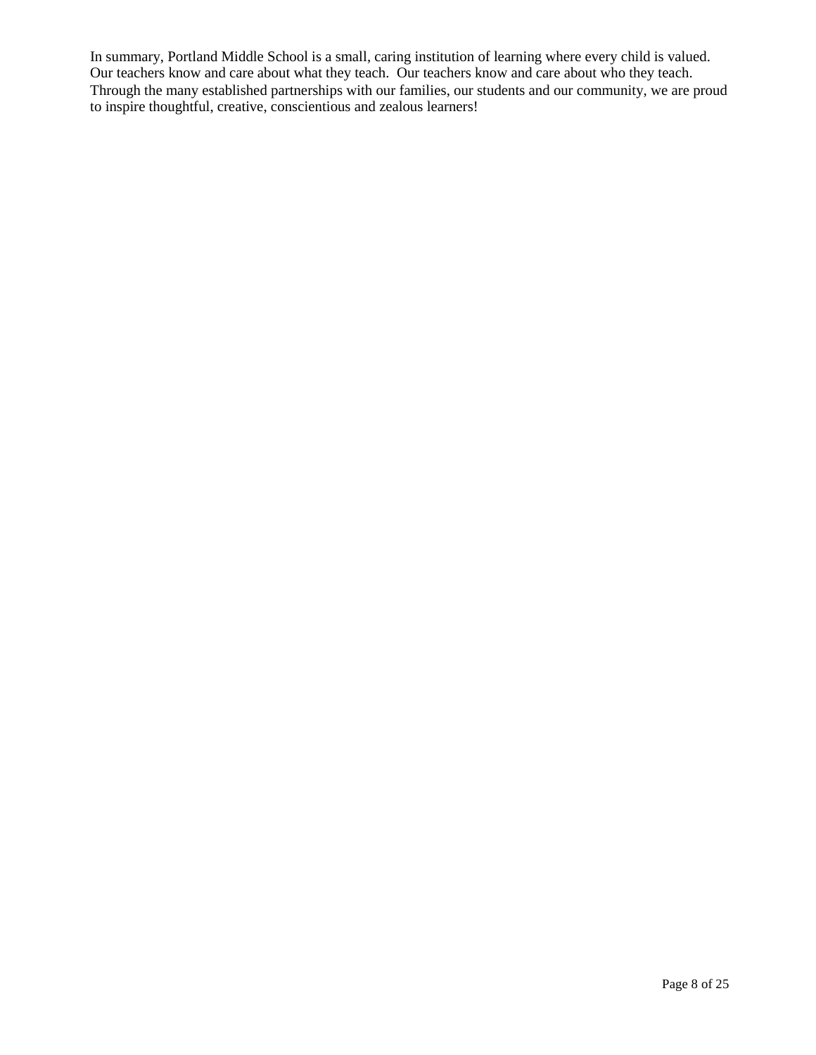In summary, Portland Middle School is a small, caring institution of learning where every child is valued. Our teachers know and care about what they teach. Our teachers know and care about who they teach. Through the many established partnerships with our families, our students and our community, we are proud to inspire thoughtful, creative, conscientious and zealous learners!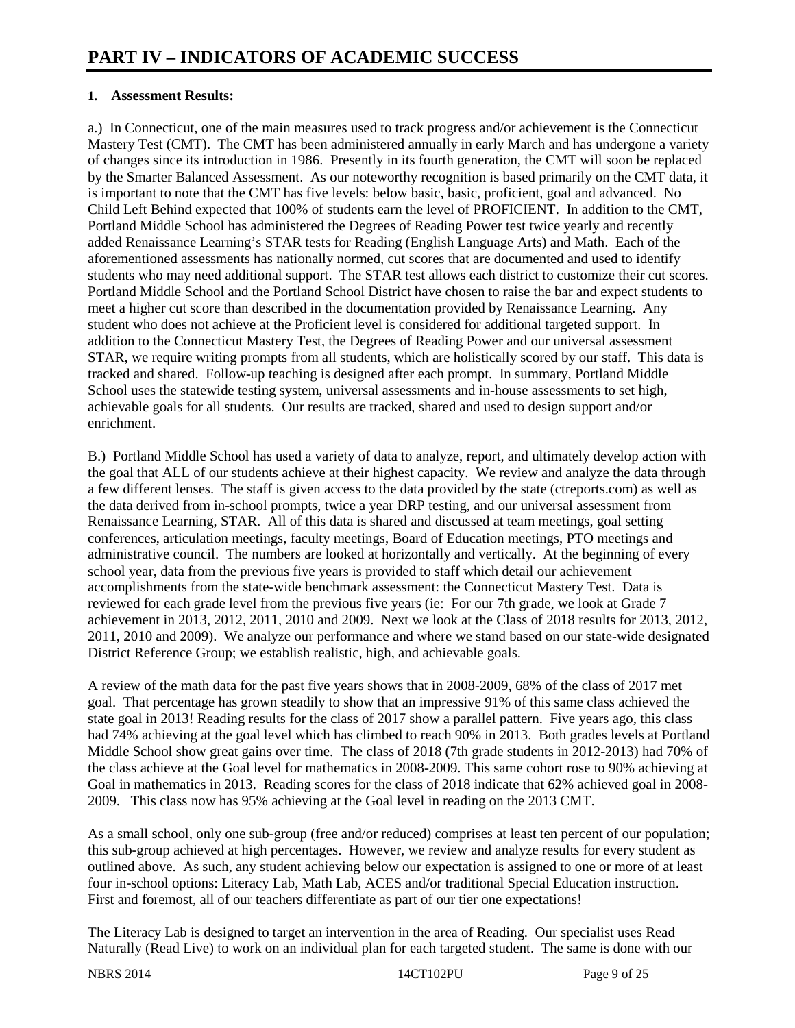# PART IV – INDICATORS OF ACADEMIC SUCCESS

**1. Assessment Results:**

a.) In Connecticut, one of the main measures used to track progress and/or achievement is the Connecticut Mastery Test (CMT). The CMT has been administered annually in early March and has undergone a variety of changes since its introduction in 1986. Presently in its fourth generation, the CMT will soon be replaced by the Smarter Balanced Assessment. As our noteworthy recognition is based primarily on the CMT data, it is important to note that the CMT has five levels: below basic, basic, proficient, goal and advanced. No Child Left Behind expected that 100% of students earn the level of PROFICIENT. In addition to the CMT, Portland Middle School has administered the Degrees of Reading Power test twice yearly and recently added Renaissance Learning's STAR tests for Reading (English Language Arts) and Math. Each of the aforementioned assessments has nationally normed, cut scores that are documented and used to identify students who may need additional support. The STAR test allows each district to customize their cut scores. Portland Middle School and the Portland School District have chosen to raise the bar and expect students to meet a higher cut score than described in the documentation provided by Renaissance Learning. Any student who does not achieve at the Proficient level is considered for additional targeted support. In addition to the Connecticut Mastery Test, the Degrees of Reading Power and our universal assessment STAR, we require writing prompts from all students, which are holistically scored by our staff. This data is tracked and shared. Follow-up teaching is designed after each prompt. In summary, Portland Middle School uses the statewide testing system, universal assessments and in-house assessments to set high, achievable goals for all students. Our results are tracked, shared and used to design support and/or enrichment.

B.) Portland Middle School has used a variety of data to analyze, report, and ultimately develop action with the goal that ALL of our students achieve at their highest capacity. We review and analyze the data through a few different lenses. The staff is given access to the data provided by the state (ctreports.com) as well as the data derived from in-school prompts, twice a year DRP testing, and our universal assessment from Renaissance Learning, STAR. All of this data is shared and discussed at team meetings, goal setting conferences, articulation meetings, faculty meetings, Board of Education meetings, PTO meetings and administrative council. The numbers are looked at horizontally and vertically. At the beginning of every school year, data from the previous five years is provided to staff which detail our achievement accomplishments from the state-wide benchmark assessment: the Connecticut Mastery Test. Data is reviewed for each grade level from the previous five years (ie: For our 7th grade, we look at Grade 7 achievement in 2013, 2012, 2011, 2010 and 2009. Next we look at the Class of 2018 results for 2013, 2012, 2011, 2010 and 2009). We analyze our performance and where we stand based on our state-wide designated District Reference Group; we establish realistic, high, and achievable goals.

A review of the math data for the past five years shows that in 2008-2009, 68% of the class of 2017 met goal. That percentage has grown steadily to show that an impressive 91% of this same class achieved the state goal in 2013! Reading results for the class of 2017 show a parallel pattern. Five years ago, this class had 74% achieving at the goal level which has climbed to reach 90% in 2013. Both grades levels at Portland Middle School show great gains over time. The class of 2018 (7th grade students in 2012-2013) had 70% of the class achieve at the Goal level for mathematics in 2008-2009. This same cohort rose to 90% achieving at Goal in mathematics in 2013. Reading scores for the class of 2018 indicate that 62% achieved goal in 2008-2009. This class now has 95% achieving at the Goal level in reading on the 2013 CMT.

As a small school, only one sub-group (free and/or reduced) comprises at least ten percent of our population; this sub-group achieved at high percentages. However, we review and analyze results for every student as outlined above. As such, any student achieving below our expectation is assigned to one or more of at least four in-school options: Literacy Lab, Math Lab, ACES and/or traditional Special Education instruction. First and foremost, all of our teachers differentiate as part of our tier one expectations!

The Literacy Lab is designed to target an intervention in the area of Reading. Our specialist uses Read Naturally (Read Live) to work on an individual plan for each targeted student. The same is done with our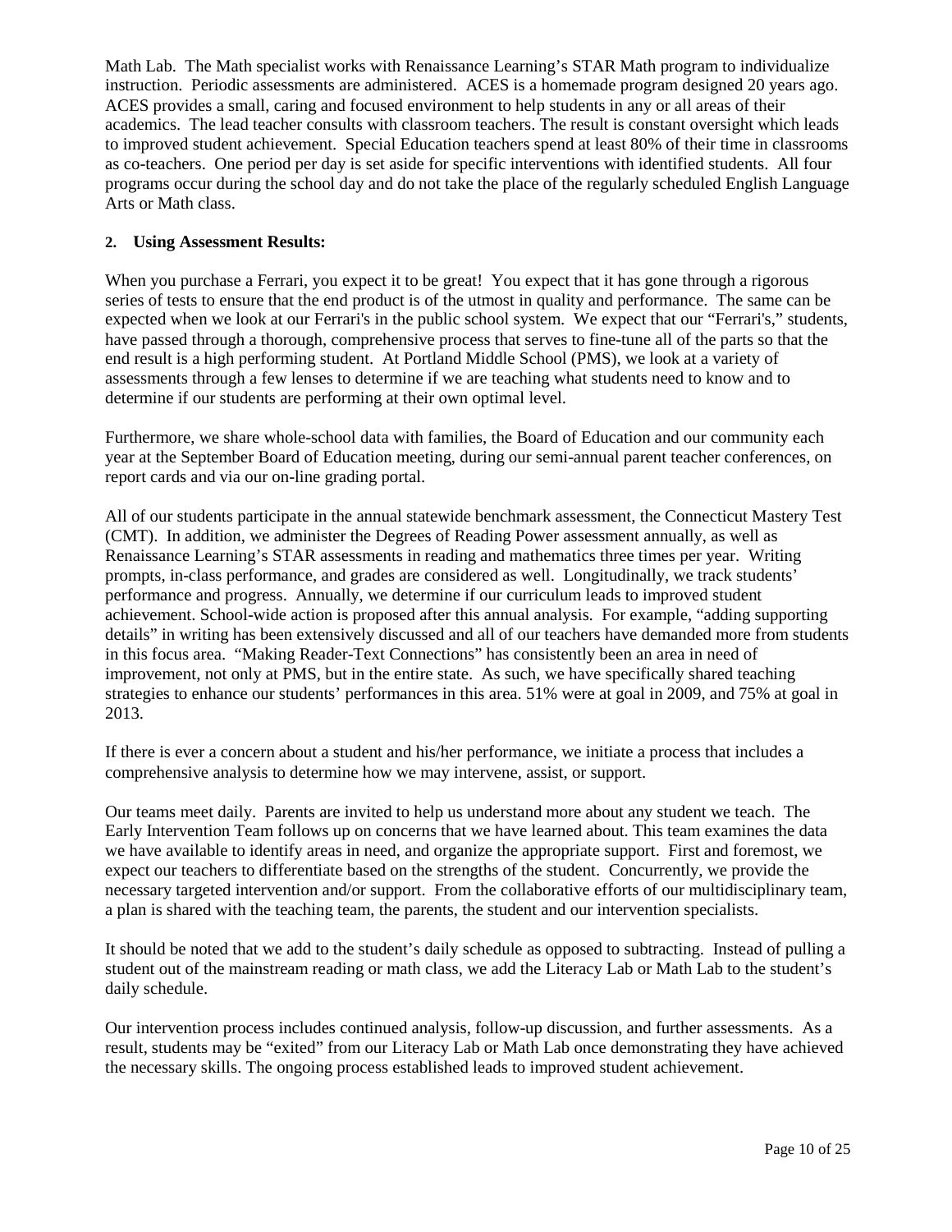Math Lab. The Math specialist works with Renaissance Learning's STAR Math program to individualize instruction. Periodic assessments are administered. ACES is a homemade program designed 20 years ago. ACES provides a small, caring and focused environment to help students in any or all areas of their academics. The lead teacher consults with classroom teachers. The result is constant oversight which leads to improved student achievement. Special Education teachers spend at least 80% of their time in classrooms as co-teachers. One period per day is set aside for specific interventions with identified students. All four programs occur during the school day and do not take the place of the regularly scheduled English Language Arts or Math class.

### 2. Using Assessment Results:

When you purchase a Ferrari, you expect it to be great! You expect that it has gone through a rigorous series of tests to ensure that the end product is of the utmost in quality and performance. The same can be expected when we look at our Ferrari's in the public school system. We expect that our "Ferrari's," students, have passed through a thorough, comprehensive process that serves to fine-tune all of the parts so that the end result is a high performing student. At Portland Middle School (PMS), we look at a variety of assessments through a few lenses to determine if we are teaching what students need to know and to determine if our students are performing at their own optimal level.

Furthermore, we share whole-school data with families, the Board of Education and our community each year at the September Board of Education meeting, during our semi-annual parent teacher conferences, on report cards and via our on-line grading portal.

All of our students participate in the annual statewide benchmark assessment, the Connecticut Mastery Test (CMT). In addition, we administer the Degrees of Reading Power assessment annually, as well as Renaissance Learning's STAR assessments in reading and mathematics three times per year. Writing prompts, in-class performance, and grades are considered as well. Longitudinally, we track students' performance and progress. Annually, we determine if our curriculum leads to improved student achievement. School-wide action is proposed after this annual analysis. For example, "adding supporting details" in writing has been extensively discussed and all of our teachers have demanded more from students in this focus area. "Making Reader-Text Connections" has consistently been an area in need of improvement, not only at PMS, but in the entire state. As such, we have specifically shared teaching strategies to enhance our students' performances in this area. 51% were at goal in 2009, and 75% at goal in 2013.

If there is ever a concern about a student and his/her performance, we initiate a process that includes a comprehensive analysis to determine how we may intervene, assist, or support.

Our teams meet daily. Parents are invited to help us understand more about any student we teach. The Early Intervention Team follows up on concerns that we have learned about. This team examines the data we have available to identify areas in need, and organize the appropriate support. First and foremost, we expect our teachers to differentiate based on the strengths of the student. Concurrently, we provide the necessary targeted intervention and/or support. From the collaborative efforts of our multidisciplinary team, a plan is shared with the teaching team, the parents, the student and our intervention specialists.

It should be noted that we add to the student's daily schedule as opposed to subtracting. Instead of pulling a student out of the mainstream reading or math class, we add the Literacy Lab or Math Lab to the student's daily schedule.

Our intervention process includes continued analysis, follow-up discussion, and further assessments. As a result, students may be "exited" from our Literacy Lab or Math Lab once demonstrating they have achieved the necessary skills. The ongoing process established leads to improved student achievement.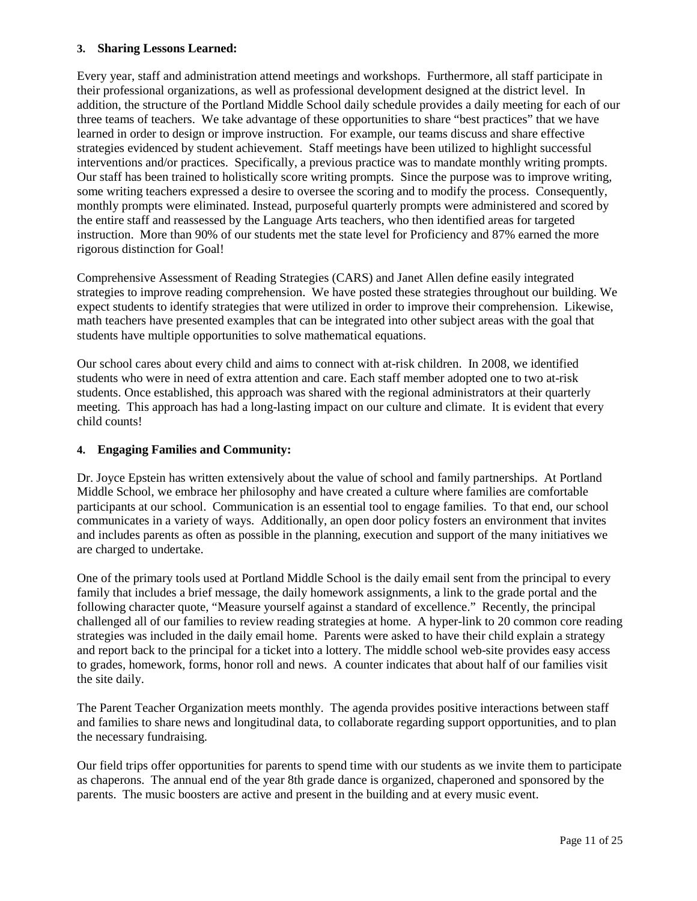### 3. Sharing Lessons Learned:

Every year, staff and administration attend meetings and workshops. Furthermore, all staff participate in their professional organizations, as well as professional development designed at the district level. In addition, the structure of the Portland Middle School daily schedule provides a daily meeting for each of our three teams of teachers. We take advantage of these opportunities to share "best practices" that we have learned in order to design or improve instruction. For example, our teams discuss and share effective strategies evidenced by student achievement. Staff meetings have been utilized to highlight successful interventions and/or practices. Specifically, a previous practice was to mandate monthly writing prompts. Our staff has been trained to holistically score writing prompts. Since the purpose was to improve writing, some writing teachers expressed a desire to oversee the scoring and to modify the process. Consequently, monthly prompts were eliminated. Instead, purposeful quarterly prompts were administered and scored by the entire staff and reassessed by the Language Arts teachers, who then identified areas for targeted instruction. More than 90% of our students met the state level for Proficiency and 87% earned the more rigorous distinction for Goal!

Comprehensive Assessment of Reading Strategies (CARS) and Janet Allen define easily integrated strategies to improve reading comprehension. We have posted these strategies throughout our building. We expect students to identify strategies that were utilized in order to improve their comprehension. Likewise, math teachers have presented examples that can be integrated into other subject areas with the goal that students have multiple opportunities to solve mathematical equations.

Our school cares about every child and aims to connect with at-risk children. In 2008, we identified students who were in need of extra attention and care. Each staff member adopted one to two at-risk students. Once established, this approach was shared with the regional administrators at their quarterly meeting. This approach has had a long-lasting impact on our culture and climate. It is evident that every child counts!

### 4. Engaging Families and Community:

Dr. Joyce Epstein has written extensively about the value of school and family partnerships. At Portland Middle School, we embrace her philosophy and have created a culture where families are comfortable participants at our school. Communication is an essential tool to engage families. To that end, our school communicates in a variety of ways. Additionally, an open door policy fosters an environment that invites and includes parents as often as possible in the planning, execution and support of the many initiatives we are charged to undertake.

One of the primary tools used at Portland Middle School is the daily email sent from the principal to every family that includes a brief message, the daily homework assignments, a link to the grade portal and the following character quote, "Measure yourself against a standard of excellence." Recently, the principal challenged all of our families to review reading strategies at home. A hyper-link to 20 common core reading strategies was included in the daily email home. Parents were asked to have their child explain a strategy and report back to the principal for a ticket into a lottery. The middle school web-site provides easy access to grades, homework, forms, honor roll and news. A counter indicates that about half of our families visit the site daily.

The Parent Teacher Organization meets monthly. The agenda provides positive interactions between staff and families to share news and longitudinal data, to collaborate regarding support opportunities, and to plan the necessary fundraising.

Our field trips offer opportunities for parents to spend time with our students as we invite them to participate as chaperons. The annual end of the year 8th grade dance is organized, chaperoned and sponsored by the parents. The music boosters are active and present in the building and at every music event.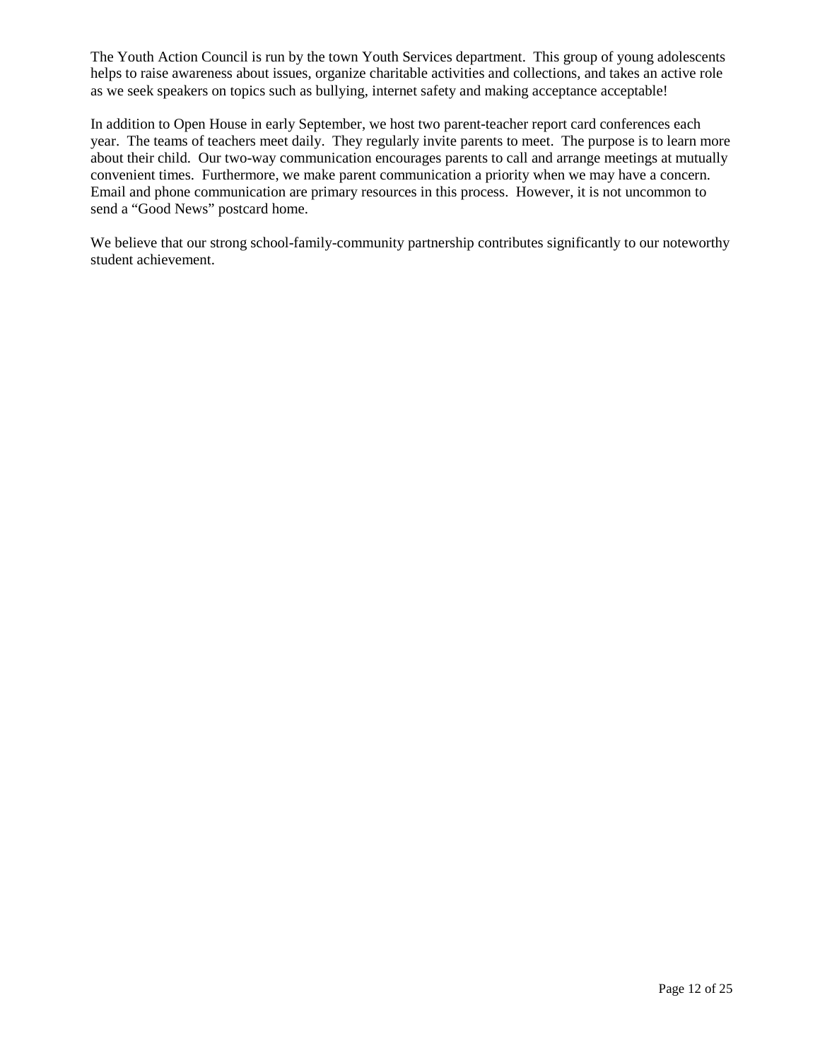The Youth Action Council is run by the town Youth Services department. This group of young adolescents helps to raise awareness about issues, organize charitable activities and collections, and takes an active role as we seek speakers on topics such as bullying, internet safety and making acceptance acceptable!

In addition to Open House in early September, we host two parent-teacher report card conferences each year. The teams of teachers meet daily. They regularly invite parents to meet. The purpose is to learn more about their child. Our two-way communication encourages parents to call and arrange meetings at mutually convenient times. Furthermore, we make parent communication a priority when we may have a concern. Email and phone communication are primary resources in this process. However, it is not uncommon to send a "Good News" postcard home.

We believe that our strong school-family-community partnership contributes significantly to our noteworthy student achievement.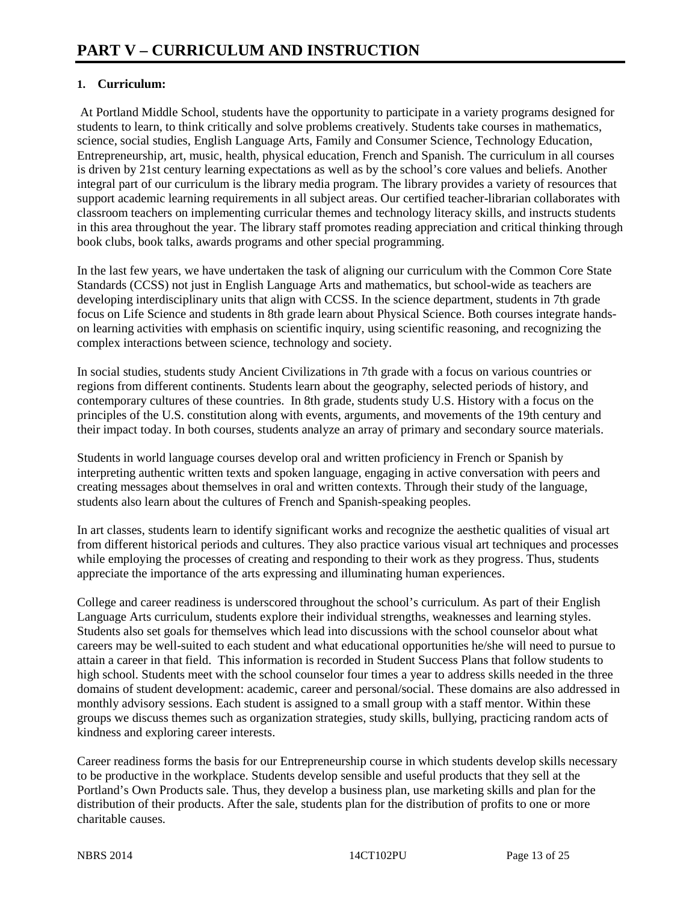# PART V – CURRICULUM AND INSTRUCTION

**1. Curriculum:**

At Portland Middle School, students have the opportunity to participate in a variety programs designed for students to learn, to think critically and solve problems creatively. Students take courses in mathematics, science, social studies, English Language Arts, Family and Consumer Science, Technology Education, Entrepreneurship, art, music, health, physical education, French and Spanish. The curriculum in all courses is driven by 21st century learning expectations as well as by the school's core values and beliefs. Another integral part of our curriculum is the library media program. The library provides a variety of resources that support academic learning requirements in all subject areas. Our certified teacher-librarian collaborates with classroom teachers on implementing curricular themes and technology literacy skills, and instructs students in this area throughout the year. The library staff promotes reading appreciation and critical thinking through book clubs, book talks, awards programs and other special programming.

In the last few years, we have undertaken the task of aligning our curriculum with the Common Core State Standards (CCSS) not just in English Language Arts and mathematics, but school-wide as teachers are developing interdisciplinary units that align with CCSS. In the science department, students in 7th grade focus on Life Science and students in 8th grade learn about Physical Science. Both courses integrate hands-on learning activities with emphasis on scientific inquiry, using scientific reasoning, and recognizing the complex interactions between science, technology and society.

In social studies, students study Ancient Civilizations in 7th grade with a focus on various countries or regions from different continents. Students learn about the geography, selected periods of history, and contemporary cultures of these countries. In 8th grade, students study U.S. History with a focus on the principles of the U.S. constitution along with events, arguments, and movements of the 19th century and their impact today. In both courses, students analyze an array of primary and secondary source materials.

Students in world language courses develop oral and written proficiency in French or Spanish by interpreting authentic written texts and spoken language, engaging in active conversation with peers and creating messages about themselves in oral and written contexts. Through their study of the language, students also learn about the cultures of French and Spanish-speaking peoples.

In art classes, students learn to identify significant works and recognize the aesthetic qualities of visual art from different historical periods and cultures. They also practice various visual art techniques and processes while employing the processes of creating and responding to their work as they progress. Thus, students appreciate the importance of the arts expressing and illuminating human experiences.

College and career readiness is underscored throughout the school's curriculum. As part of their English Language Arts curriculum, students explore their individual strengths, weaknesses and learning styles. Students also set goals for themselves which lead into discussions with the school counselor about what careers may be well-suited to each student and what educational opportunities he/she will need to pursue to attain a career in that field. This information is recorded in Student Success Plans that follow students to high school. Students meet with the school counselor four times a year to address skills needed in the three domains of student development: academic, career and personal/social. These domains are also addressed in monthly advisory sessions. Each student is assigned to a small group with a staff mentor. Within these groups we discuss themes such as organization strategies, study skills, bullying, practicing random acts of kindness and exploring career interests.

Career readiness forms the basis for our Entrepreneurship course in which students develop skills necessary to be productive in the workplace. Students develop sensible and useful products that they sell at the Portland's Own Products sale. Thus, they develop a business plan, use marketing skills and plan for the distribution of their products. After the sale, students plan for the distribution of profits to one or more charitable causes.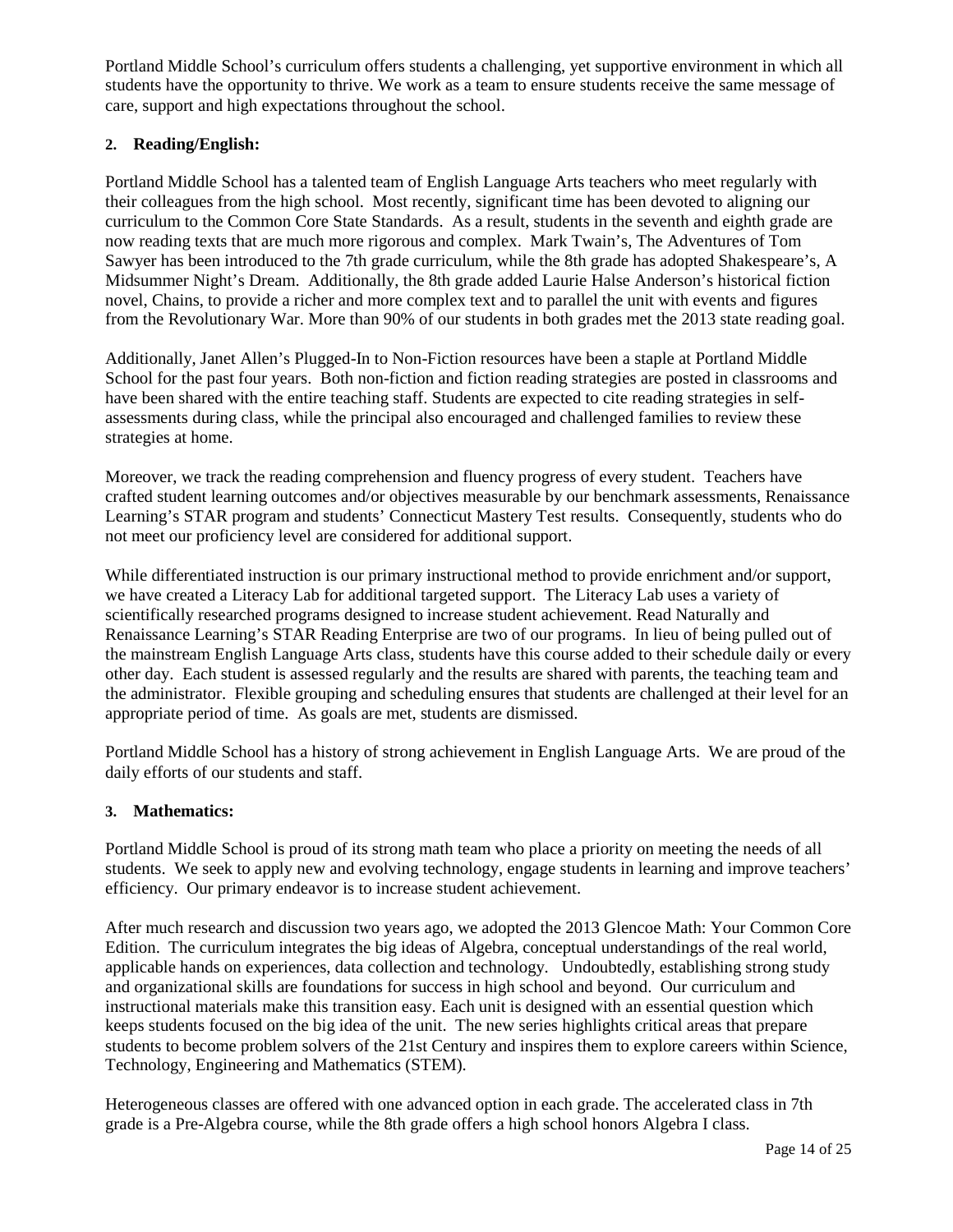Portland Middle School's curriculum offers students a challenging, yet supportive environment in which all students have the opportunity to thrive. We work as a team to ensure students receive the same message of care, support and high expectations throughout the school.

## 2. Reading/English:

Portland Middle School has a talented team of English Language Arts teachers who meet regularly with their colleagues from the high school. Most recently, significant time has been devoted to aligning our curriculum to the Common Core State Standards. As a result, students in the seventh and eighth grade are now reading texts that are much more rigorous and complex. Mark Twain's, The Adventures of Tom Sawyer has been introduced to the 7th grade curriculum, while the 8th grade has adopted Shakespeare's, A Midsummer Night's Dream. Additionally, the 8th grade added Laurie Halse Anderson's historical fiction novel, Chains, to provide a richer and more complex text and to parallel the unit with events and figures from the Revolutionary War. More than 90% of our students in both grades met the 2013 state reading goal.

Additionally, Janet Allen's Plugged-In to Non-Fiction resources have been a staple at Portland Middle School for the past four years. Both non-fiction and fiction reading strategies are posted in classrooms and have been shared with the entire teaching staff. Students are expected to cite reading strategies in self-assessments during class, while the principal also encouraged and challenged families to review these strategies at home.

Moreover, we track the reading comprehension and fluency progress of every student. Teachers have crafted student learning outcomes and/or objectives measurable by our benchmark assessments, Renaissance Learning's STAR program and students' Connecticut Mastery Test results. Consequently, students who do not meet our proficiency level are considered for additional support.

While differentiated instruction is our primary instructional method to provide enrichment and/or support, we have created a Literacy Lab for additional targeted support. The Literacy Lab uses a variety of scientifically researched programs designed to increase student achievement. Read Naturally and Renaissance Learning's STAR Reading Enterprise are two of our programs. In lieu of being pulled out of the mainstream English Language Arts class, students have this course added to their schedule daily or every other day. Each student is assessed regularly and the results are shared with parents, the teaching team and the administrator. Flexible grouping and scheduling ensures that students are challenged at their level for an appropriate period of time. As goals are met, students are dismissed.

Portland Middle School has a history of strong achievement in English Language Arts. We are proud of the daily efforts of our students and staff.

## 3. Mathematics:

Portland Middle School is proud of its strong math team who place a priority on meeting the needs of all students. We seek to apply new and evolving technology, engage students in learning and improve teachers' efficiency. Our primary endeavor is to increase student achievement.

After much research and discussion two years ago, we adopted the 2013 Glencoe Math: Your Common Core Edition. The curriculum integrates the big ideas of Algebra, conceptual understandings of the real world, applicable hands on experiences, data collection and technology. Undoubtedly, establishing strong study and organizational skills are foundations for success in high school and beyond. Our curriculum and instructional materials make this transition easy. Each unit is designed with an essential question which keeps students focused on the big idea of the unit. The new series highlights critical areas that prepare students to become problem solvers of the 21st Century and inspires them to explore careers within Science, Technology, Engineering and Mathematics (STEM).

Heterogeneous classes are offered with one advanced option in each grade. The accelerated class in 7th grade is a Pre-Algebra course, while the 8th grade offers a high school honors Algebra I class.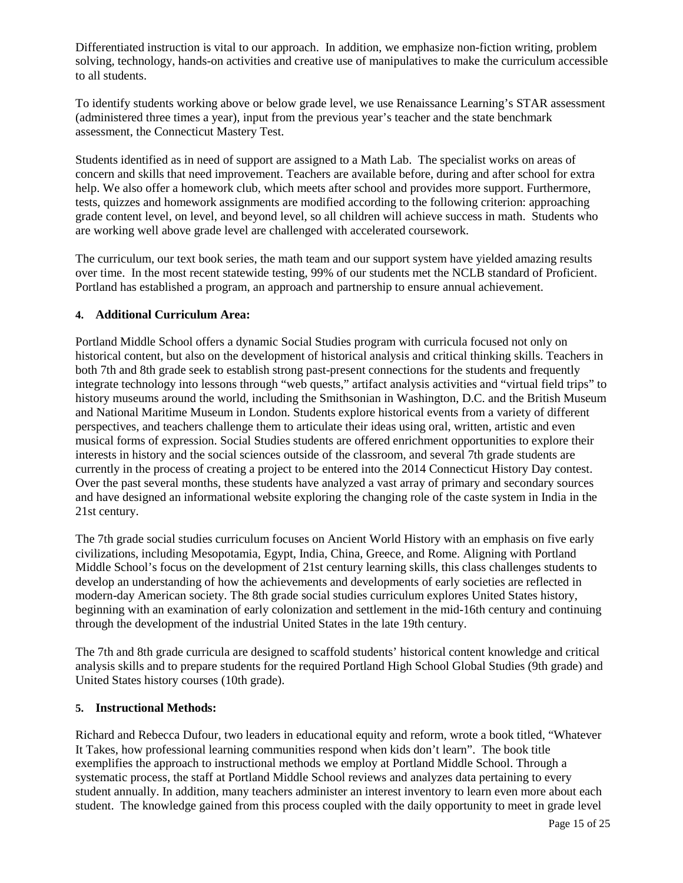Differentiated instruction is vital to our approach. In addition, we emphasize non-fiction writing, problem solving, technology, hands-on activities and creative use of manipulatives to make the curriculum accessible to all students.

To identify students working above or below grade level, we use Renaissance Learning's STAR assessment (administered three times a year), input from the previous year's teacher and the state benchmark assessment, the Connecticut Mastery Test.

Students identified as in need of support are assigned to a Math Lab. The specialist works on areas of concern and skills that need improvement. Teachers are available before, during and after school for extra help. We also offer a homework club, which meets after school and provides more support. Furthermore, tests, quizzes and homework assignments are modified according to the following criterion: approaching grade content level, on level, and beyond level, so all children will achieve success in math. Students who are working well above grade level are challenged with accelerated coursework.

The curriculum, our text book series, the math team and our support system have yielded amazing results over time. In the most recent statewide testing, 99% of our students met the NCLB standard of Proficient. Portland has established a program, an approach and partnership to ensure annual achievement.

#### 4. Additional Curriculum Area:

Portland Middle School offers a dynamic Social Studies program with curricula focused not only on historical content, but also on the development of historical analysis and critical thinking skills. Teachers in both 7th and 8th grade seek to establish strong past-present connections for the students and frequently integrate technology into lessons through "web quests," artifact analysis activities and "virtual field trips" to history museums around the world, including the Smithsonian in Washington, D.C. and the British Museum and National Maritime Museum in London. Students explore historical events from a variety of different perspectives, and teachers challenge them to articulate their ideas using oral, written, artistic and even musical forms of expression. Social Studies students are offered enrichment opportunities to explore their interests in history and the social sciences outside of the classroom, and several 7th grade students are currently in the process of creating a project to be entered into the 2014 Connecticut History Day contest. Over the past several months, these students have analyzed a vast array of primary and secondary sources and have designed an informational website exploring the changing role of the caste system in India in the 21st century.

The 7th grade social studies curriculum focuses on Ancient World History with an emphasis on five early civilizations, including Mesopotamia, Egypt, India, China, Greece, and Rome. Aligning with Portland Middle School's focus on the development of 21st century learning skills, this class challenges students to develop an understanding of how the achievements and developments of early societies are reflected in modern-day American society. The 8th grade social studies curriculum explores United States history, beginning with an examination of early colonization and settlement in the mid-16th century and continuing through the development of the industrial United States in the late 19th century.

The 7th and 8th grade curricula are designed to scaffold students' historical content knowledge and critical analysis skills and to prepare students for the required Portland High School Global Studies (9th grade) and United States history courses (10th grade).

#### 5. Instructional Methods:

Richard and Rebecca Dufour, two leaders in educational equity and reform, wrote a book titled, "Whatever It Takes, how professional learning communities respond when kids don't learn". The book title exemplifies the approach to instructional methods we employ at Portland Middle School. Through a systematic process, the staff at Portland Middle School reviews and analyzes data pertaining to every student annually. In addition, many teachers administer an interest inventory to learn even more about each student. The knowledge gained from this process coupled with the daily opportunity to meet in grade level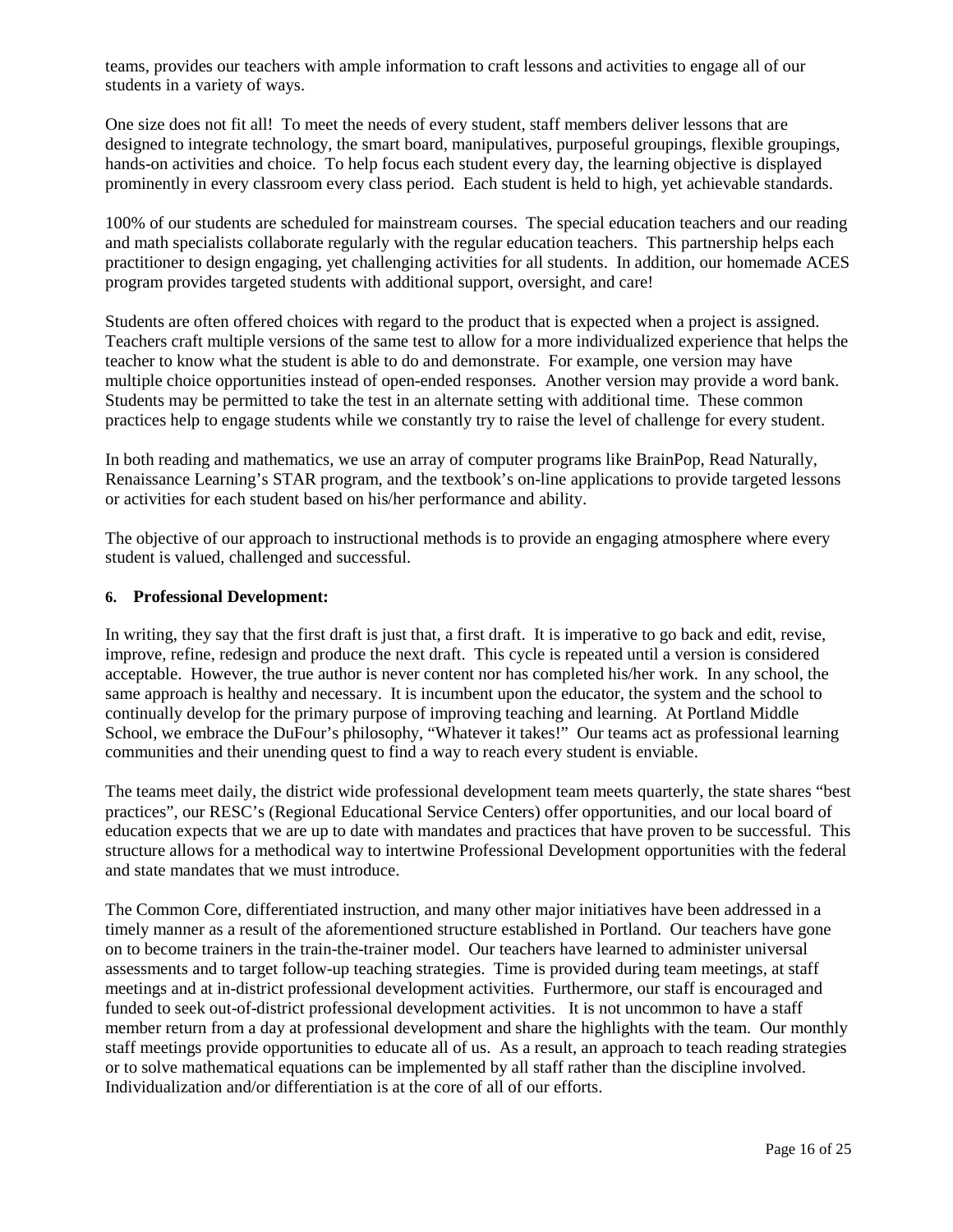teams, provides our teachers with ample information to craft lessons and activities to engage all of our students in a variety of ways.

One size does not fit all! To meet the needs of every student, staff members deliver lessons that are designed to integrate technology, the smart board, manipulatives, purposeful groupings, flexible groupings, hands-on activities and choice. To help focus each student every day, the learning objective is displayed prominently in every classroom every class period. Each student is held to high, yet achievable standards.

100% of our students are scheduled for mainstream courses. The special education teachers and our reading and math specialists collaborate regularly with the regular education teachers. This partnership helps each practitioner to design engaging, yet challenging activities for all students. In addition, our homemade ACES program provides targeted students with additional support, oversight, and care!

Students are often offered choices with regard to the product that is expected when a project is assigned. Teachers craft multiple versions of the same test to allow for a more individualized experience that helps the teacher to know what the student is able to do and demonstrate. For example, one version may have multiple choice opportunities instead of open-ended responses. Another version may provide a word bank. Students may be permitted to take the test in an alternate setting with additional time. These common practices help to engage students while we constantly try to raise the level of challenge for every student.

In both reading and mathematics, we use an array of computer programs like BrainPop, Read Naturally, Renaissance Learning's STAR program, and the textbook's on-line applications to provide targeted lessons or activities for each student based on his/her performance and ability.

The objective of our approach to instructional methods is to provide an engaging atmosphere where every student is valued, challenged and successful.

**6. Professional Development:**

In writing, they say that the first draft is just that, a first draft. It is imperative to go back and edit, revise, improve, refine, redesign and produce the next draft. This cycle is repeated until a version is considered acceptable. However, the true author is never content nor has completed his/her work. In any school, the same approach is healthy and necessary. It is incumbent upon the educator, the system and the school to continually develop for the primary purpose of improving teaching and learning. At Portland Middle School, we embrace the DuFour's philosophy, "Whatever it takes!" Our teams act as professional learning communities and their unending quest to find a way to reach every student is enviable.

The teams meet daily, the district wide professional development team meets quarterly, the state shares "best practices", our RESC's (Regional Educational Service Centers) offer opportunities, and our local board of education expects that we are up to date with mandates and practices that have proven to be successful. This structure allows for a methodical way to intertwine Professional Development opportunities with the federal and state mandates that we must introduce.

The Common Core, differentiated instruction, and many other major initiatives have been addressed in a timely manner as a result of the aforementioned structure established in Portland. Our teachers have gone on to become trainers in the train-the-trainer model. Our teachers have learned to administer universal assessments and to target follow-up teaching strategies. Time is provided during team meetings, at staff meetings and at in-district professional development activities. Furthermore, our staff is encouraged and funded to seek out-of-district professional development activities. It is not uncommon to have a staff member return from a day at professional development and share the highlights with the team. Our monthly staff meetings provide opportunities to educate all of us. As a result, an approach to teach reading strategies or to solve mathematical equations can be implemented by all staff rather than the discipline involved. Individualization and/or differentiation is at the core of all of our efforts.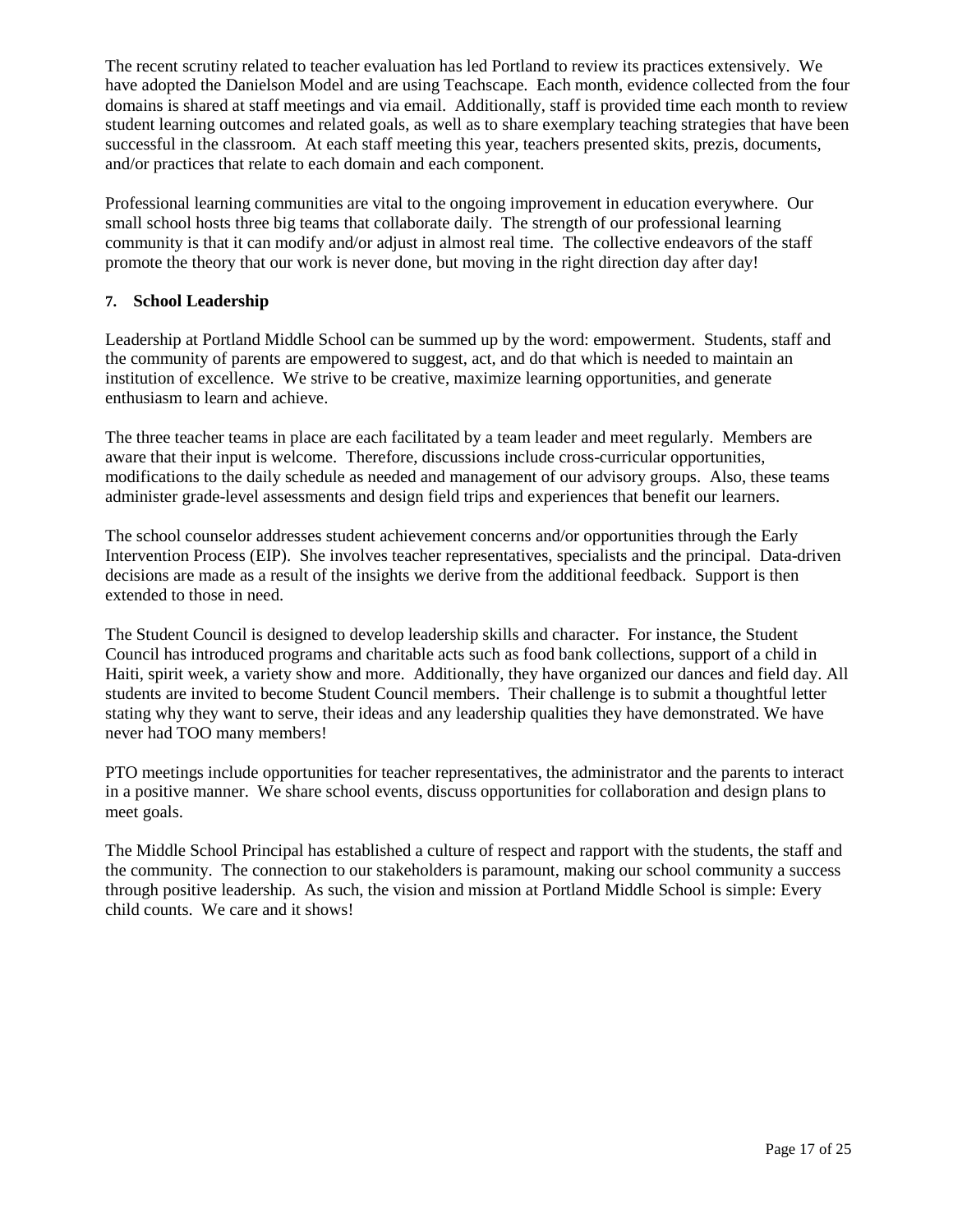The recent scrutiny related to teacher evaluation has led Portland to review its practices extensively. We have adopted the Danielson Model and are using Teachscape. Each month, evidence collected from the four domains is shared at staff meetings and via email. Additionally, staff is provided time each month to review student learning outcomes and related goals, as well as to share exemplary teaching strategies that have been successful in the classroom. At each staff meeting this year, teachers presented skits, prezis, documents, and/or practices that relate to each domain and each component.

Professional learning communities are vital to the ongoing improvement in education everywhere. Our small school hosts three big teams that collaborate daily. The strength of our professional learning community is that it can modify and/or adjust in almost real time. The collective endeavors of the staff promote the theory that our work is never done, but moving in the right direction day after day!

### 7. School Leadership

Leadership at Portland Middle School can be summed up by the word: empowerment. Students, staff and the community of parents are empowered to suggest, act, and do that which is needed to maintain an institution of excellence. We strive to be creative, maximize learning opportunities, and generate enthusiasm to learn and achieve.

The three teacher teams in place are each facilitated by a team leader and meet regularly. Members are aware that their input is welcome. Therefore, discussions include cross-curricular opportunities, modifications to the daily schedule as needed and management of our advisory groups. Also, these teams administer grade-level assessments and design field trips and experiences that benefit our learners.

The school counselor addresses student achievement concerns and/or opportunities through the Early Intervention Process (EIP). She involves teacher representatives, specialists and the principal. Data-driven decisions are made as a result of the insights we derive from the additional feedback. Support is then extended to those in need.

The Student Council is designed to develop leadership skills and character. For instance, the Student Council has introduced programs and charitable acts such as food bank collections, support of a child in Haiti, spirit week, a variety show and more. Additionally, they have organized our dances and field day. All students are invited to become Student Council members. Their challenge is to submit a thoughtful letter stating why they want to serve, their ideas and any leadership qualities they have demonstrated. We have never had TOO many members!

PTO meetings include opportunities for teacher representatives, the administrator and the parents to interact in a positive manner. We share school events, discuss opportunities for collaboration and design plans to meet goals.

The Middle School Principal has established a culture of respect and rapport with the students, the staff and the community. The connection to our stakeholders is paramount, making our school community a success through positive leadership. As such, the vision and mission at Portland Middle School is simple: Every child counts. We care and it shows!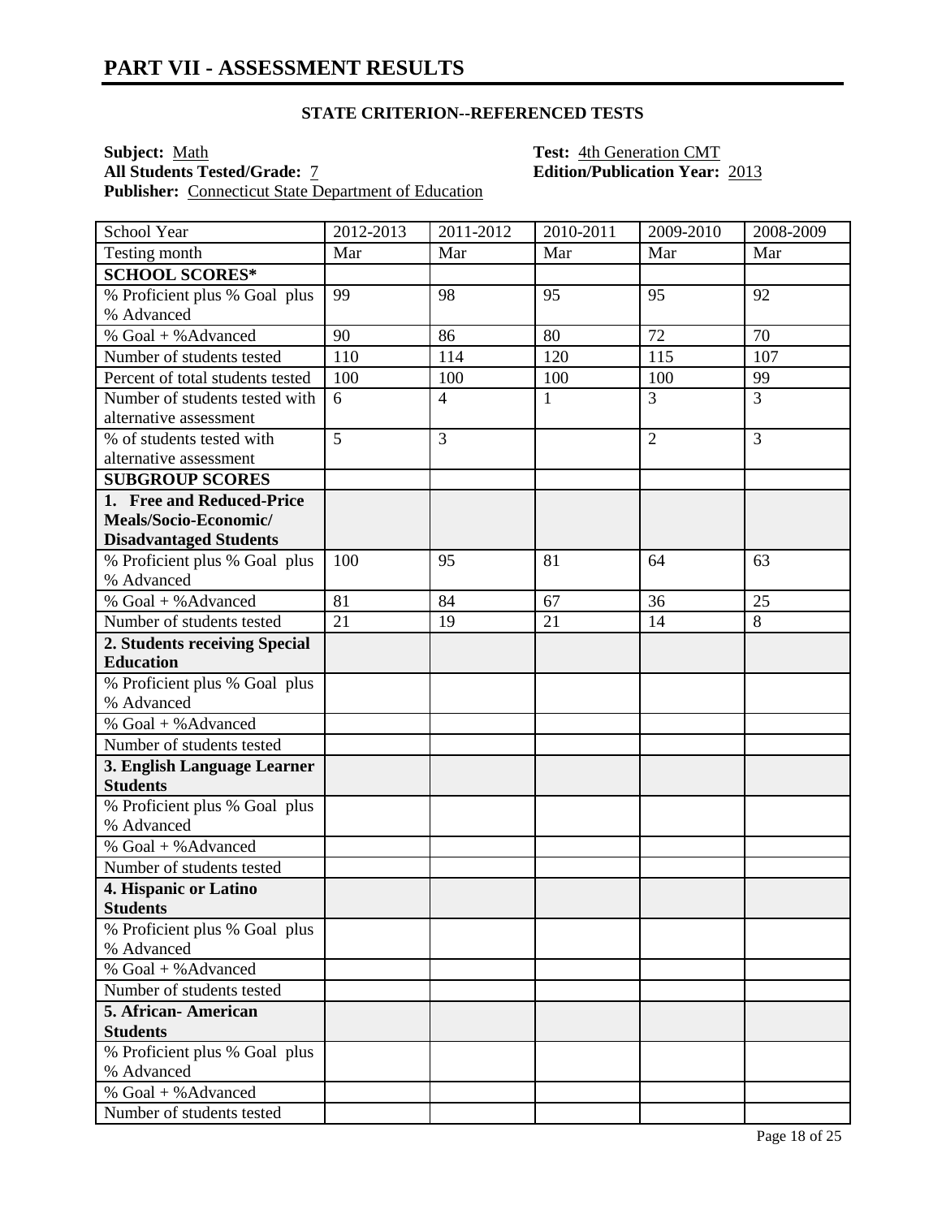# PART VII - ASSESSMENT RESULTS

**STATE CRITERION--REFERENCED TESTS**

**Subject:** Math
**Test:** 4th Generation CMT
**All Students Tested/Grade:** 7
**Edition/Publication Year:** 2013
**Publisher:** Connecticut State Department of Education

| School Year | 2012-2013 | 2011-2012 | 2010-2011 | 2009-2010 | 2008-2009 |
|---|---|---|---|---|---|
| Testing month | Mar | Mar | Mar | Mar | Mar |
| **SCHOOL SCORES*** | | | | | |
| % Proficient plus % Goal plus % Advanced | 99 | 98 | 95 | 95 | 92 |
| % Goal + %Advanced | 90 | 86 | 80 | 72 | 70 |
| Number of students tested | 110 | 114 | 120 | 115 | 107 |
| Percent of total students tested | 100 | 100 | 100 | 100 | 99 |
| Number of students tested with alternative assessment | 6 | 4 | 1 | 3 | 3 |
| % of students tested with alternative assessment | 5 | 3 | | 2 | 3 |
| **SUBGROUP SCORES** | | | | | |
| **1. Free and Reduced-Price Meals/Socio-Economic/ Disadvantaged Students** | | | | | |
| % Proficient plus % Goal plus % Advanced | 100 | 95 | 81 | 64 | 63 |
| % Goal + %Advanced | 81 | 84 | 67 | 36 | 25 |
| Number of students tested | 21 | 19 | 21 | 14 | 8 |
| **2. Students receiving Special Education** | | | | | |
| % Proficient plus % Goal plus % Advanced | | | | | |
| % Goal + %Advanced | | | | | |
| Number of students tested | | | | | |
| **3. English Language Learner Students** | | | | | |
| % Proficient plus % Goal plus % Advanced | | | | | |
| % Goal + %Advanced | | | | | |
| Number of students tested | | | | | |
| **4. Hispanic or Latino Students** | | | | | |
| % Proficient plus % Goal plus % Advanced | | | | | |
| % Goal + %Advanced | | | | | |
| Number of students tested | | | | | |
| **5. African- American Students** | | | | | |
| % Proficient plus % Goal plus % Advanced | | | | | |
| % Goal + %Advanced | | | | | |
| Number of students tested | | | | | |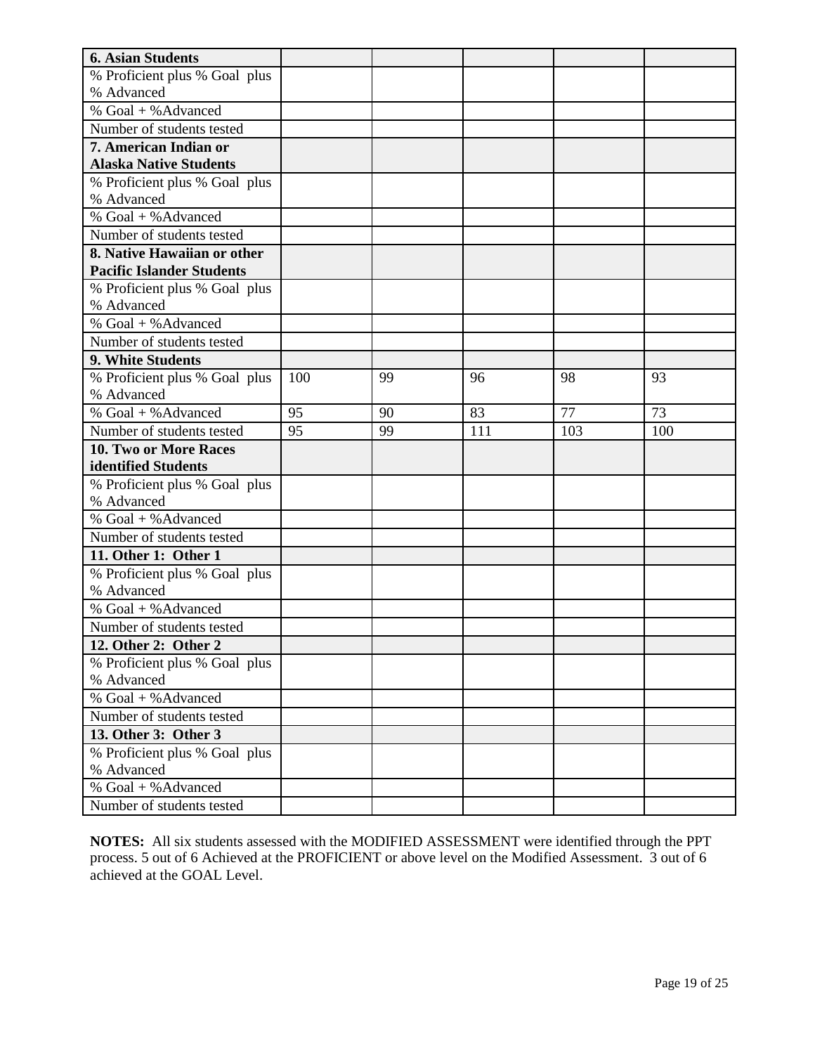| 6. Asian Students | | | | | |
|---|---|---|---|---|---|
| % Proficient plus % Goal plus % Advanced | | | | | |
| % Goal + %Advanced | | | | | |
| Number of students tested | | | | | |
| **7. American Indian or Alaska Native Students** | | | | | |
| % Proficient plus % Goal plus % Advanced | | | | | |
| % Goal + %Advanced | | | | | |
| Number of students tested | | | | | |
| **8. Native Hawaiian or other Pacific Islander Students** | | | | | |
| % Proficient plus % Goal plus % Advanced | | | | | |
| % Goal + %Advanced | | | | | |
| Number of students tested | | | | | |
| **9. White Students** | | | | | |
| % Proficient plus % Goal plus % Advanced | 100 | 99 | 96 | 98 | 93 |
| % Goal + %Advanced | 95 | 90 | 83 | 77 | 73 |
| Number of students tested | 95 | 99 | 111 | 103 | 100 |
| **10. Two or More Races identified Students** | | | | | |
| % Proficient plus % Goal plus % Advanced | | | | | |
| % Goal + %Advanced | | | | | |
| Number of students tested | | | | | |
| **11. Other 1: Other 1** | | | | | |
| % Proficient plus % Goal plus % Advanced | | | | | |
| % Goal + %Advanced | | | | | |
| Number of students tested | | | | | |
| **12. Other 2: Other 2** | | | | | |
| % Proficient plus % Goal plus % Advanced | | | | | |
| % Goal + %Advanced | | | | | |
| Number of students tested | | | | | |
| **13. Other 3: Other 3** | | | | | |
| % Proficient plus % Goal plus % Advanced | | | | | |
| % Goal + %Advanced | | | | | |
| Number of students tested | | | | | |

**NOTES:** All six students assessed with the MODIFIED ASSESSMENT were identified through the PPT process. 5 out of 6 Achieved at the PROFICIENT or above level on the Modified Assessment. 3 out of 6 achieved at the GOAL Level.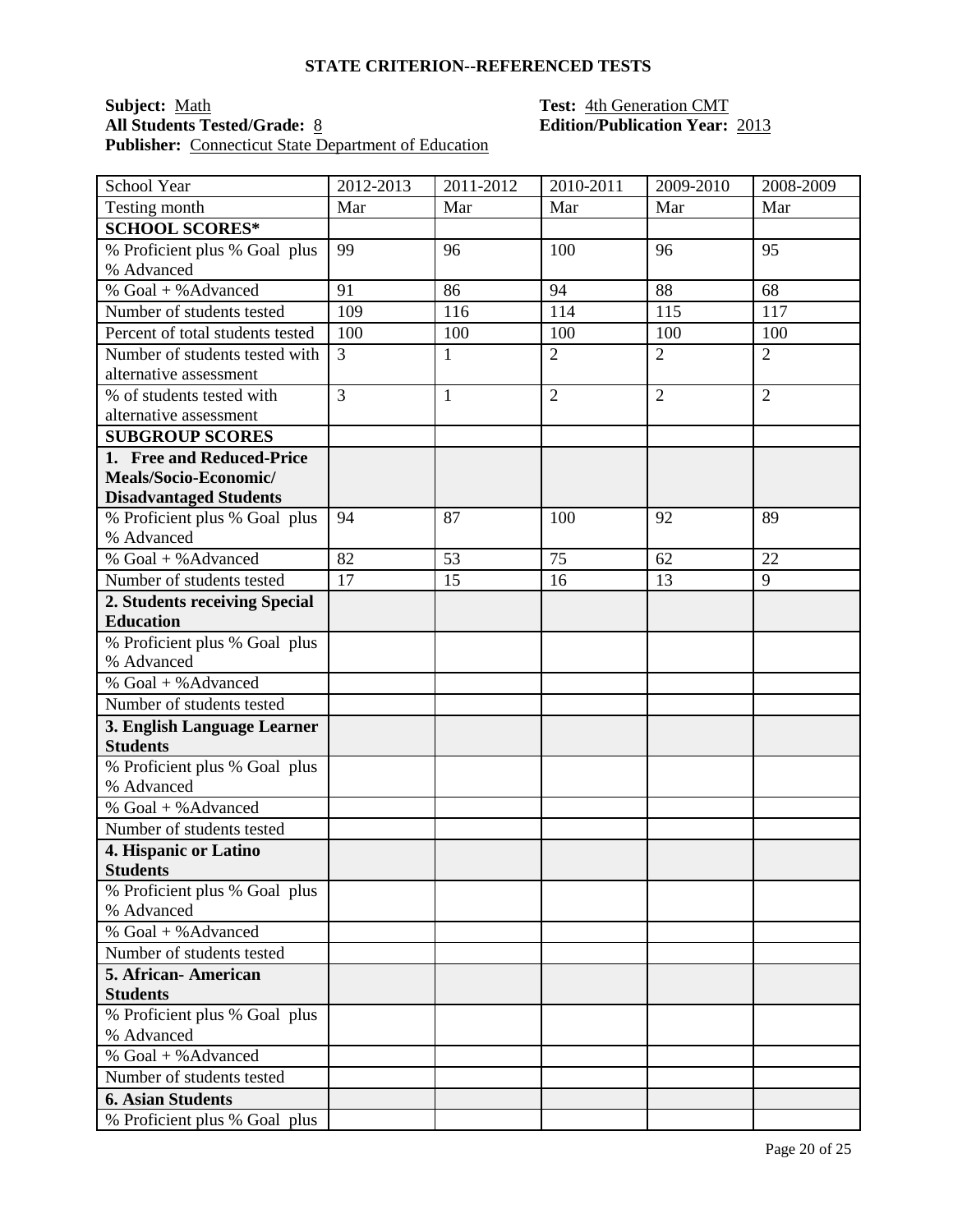**STATE CRITERION--REFERENCED TESTS**

**Subject:** Math **Test:** 4th Generation CMT
**All Students Tested/Grade:** 8 **Edition/Publication Year:** 2013
**Publisher:** Connecticut State Department of Education

| School Year | 2012-2013 | 2011-2012 | 2010-2011 | 2009-2010 | 2008-2009 |
|---|---|---|---|---|---|
| Testing month | Mar | Mar | Mar | Mar | Mar |
| **SCHOOL SCORES*** | | | | | |
| % Proficient plus % Goal plus % Advanced | 99 | 96 | 100 | 96 | 95 |
| % Goal + %Advanced | 91 | 86 | 94 | 88 | 68 |
| Number of students tested | 109 | 116 | 114 | 115 | 117 |
| Percent of total students tested | 100 | 100 | 100 | 100 | 100 |
| Number of students tested with alternative assessment | 3 | 1 | 2 | 2 | 2 |
| % of students tested with alternative assessment | 3 | 1 | 2 | 2 | 2 |
| **SUBGROUP SCORES** | | | | | |
| **1. Free and Reduced-Price Meals/Socio-Economic/ Disadvantaged Students** | | | | | |
| % Proficient plus % Goal plus % Advanced | 94 | 87 | 100 | 92 | 89 |
| % Goal + %Advanced | 82 | 53 | 75 | 62 | 22 |
| Number of students tested | 17 | 15 | 16 | 13 | 9 |
| **2. Students receiving Special Education** | | | | | |
| % Proficient plus % Goal plus % Advanced | | | | | |
| % Goal + %Advanced | | | | | |
| Number of students tested | | | | | |
| **3. English Language Learner Students** | | | | | |
| % Proficient plus % Goal plus % Advanced | | | | | |
| % Goal + %Advanced | | | | | |
| Number of students tested | | | | | |
| **4. Hispanic or Latino Students** | | | | | |
| % Proficient plus % Goal plus % Advanced | | | | | |
| % Goal + %Advanced | | | | | |
| Number of students tested | | | | | |
| **5. African- American Students** | | | | | |
| % Proficient plus % Goal plus % Advanced | | | | | |
| % Goal + %Advanced | | | | | |
| Number of students tested | | | | | |
| **6. Asian Students** | | | | | |
| % Proficient plus % Goal plus | | | | | |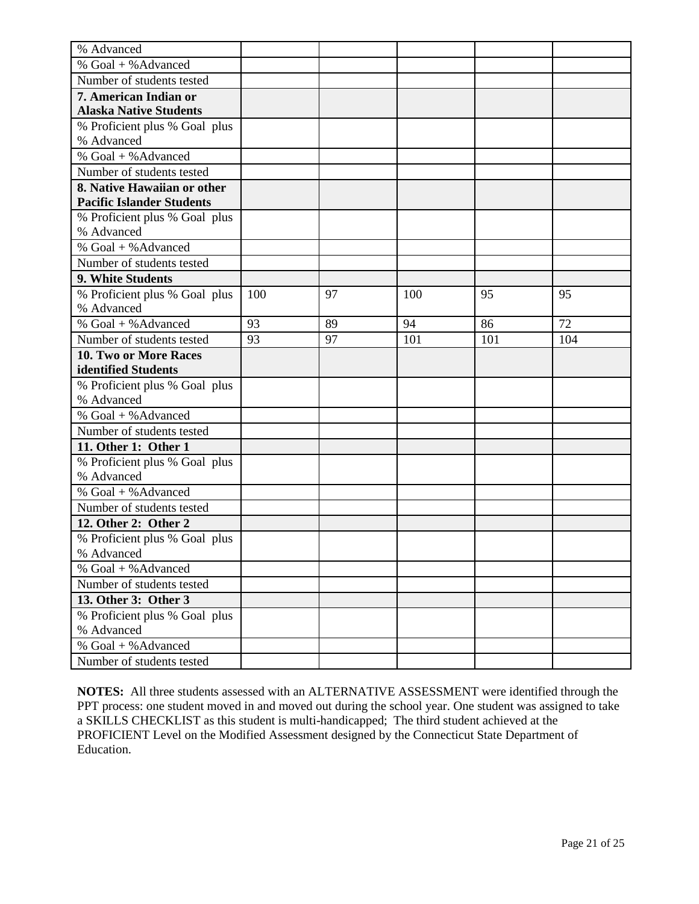| | | | | | |
|---|---|---|---|---|---|
| % Advanced | | | | | |
| % Goal + %Advanced | | | | | |
| Number of students tested | | | | | |
| **7. American Indian or Alaska Native Students** | | | | | |
| % Proficient plus % Goal plus % Advanced | | | | | |
| % Goal + %Advanced | | | | | |
| Number of students tested | | | | | |
| **8. Native Hawaiian or other Pacific Islander Students** | | | | | |
| % Proficient plus % Goal plus % Advanced | | | | | |
| % Goal + %Advanced | | | | | |
| Number of students tested | | | | | |
| **9. White Students** | | | | | |
| % Proficient plus % Goal plus % Advanced | 100 | 97 | 100 | 95 | 95 |
| % Goal + %Advanced | 93 | 89 | 94 | 86 | 72 |
| Number of students tested | 93 | 97 | 101 | 101 | 104 |
| **10. Two or More Races identified Students** | | | | | |
| % Proficient plus % Goal plus % Advanced | | | | | |
| % Goal + %Advanced | | | | | |
| Number of students tested | | | | | |
| **11. Other 1: Other 1** | | | | | |
| % Proficient plus % Goal plus % Advanced | | | | | |
| % Goal + %Advanced | | | | | |
| Number of students tested | | | | | |
| **12. Other 2: Other 2** | | | | | |
| % Proficient plus % Goal plus % Advanced | | | | | |
| % Goal + %Advanced | | | | | |
| Number of students tested | | | | | |
| **13. Other 3: Other 3** | | | | | |
| % Proficient plus % Goal plus % Advanced | | | | | |
| % Goal + %Advanced | | | | | |
| Number of students tested | | | | | |

**NOTES:** All three students assessed with an ALTERNATIVE ASSESSMENT were identified through the PPT process: one student moved in and moved out during the school year. One student was assigned to take a SKILLS CHECKLIST as this student is multi-handicapped; The third student achieved at the PROFICIENT Level on the Modified Assessment designed by the Connecticut State Department of Education.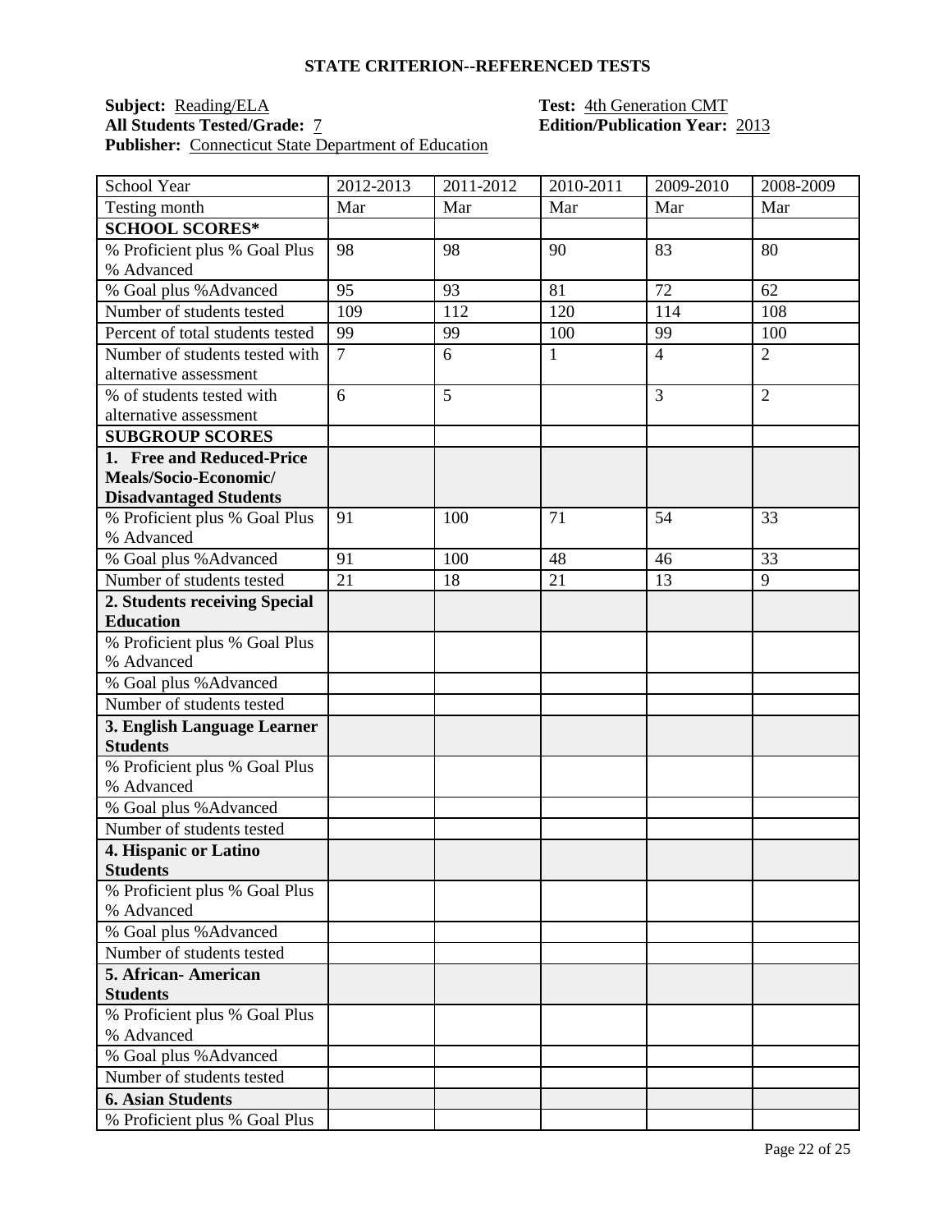**STATE CRITERION--REFERENCED TESTS**

**Subject:** Reading/ELA
**All Students Tested/Grade:** 7
**Publisher:** Connecticut State Department of Education

**Test:** 4th Generation CMT
**Edition/Publication Year:** 2013

| School Year | 2012-2013 | 2011-2012 | 2010-2011 | 2009-2010 | 2008-2009 |
|---|---|---|---|---|---|
| Testing month | Mar | Mar | Mar | Mar | Mar |
| **SCHOOL SCORES*** | | | | | |
| % Proficient plus % Goal Plus % Advanced | 98 | 98 | 90 | 83 | 80 |
| % Goal plus %Advanced | 95 | 93 | 81 | 72 | 62 |
| Number of students tested | 109 | 112 | 120 | 114 | 108 |
| Percent of total students tested | 99 | 99 | 100 | 99 | 100 |
| Number of students tested with alternative assessment | 7 | 6 | 1 | 4 | 2 |
| % of students tested with alternative assessment | 6 | 5 | | 3 | 2 |
| **SUBGROUP SCORES** | | | | | |
| **1. Free and Reduced-Price Meals/Socio-Economic/ Disadvantaged Students** | | | | | |
| % Proficient plus % Goal Plus % Advanced | 91 | 100 | 71 | 54 | 33 |
| % Goal plus %Advanced | 91 | 100 | 48 | 46 | 33 |
| Number of students tested | 21 | 18 | 21 | 13 | 9 |
| **2. Students receiving Special Education** | | | | | |
| % Proficient plus % Goal Plus % Advanced | | | | | |
| % Goal plus %Advanced | | | | | |
| Number of students tested | | | | | |
| **3. English Language Learner Students** | | | | | |
| % Proficient plus % Goal Plus % Advanced | | | | | |
| % Goal plus %Advanced | | | | | |
| Number of students tested | | | | | |
| **4. Hispanic or Latino Students** | | | | | |
| % Proficient plus % Goal Plus % Advanced | | | | | |
| % Goal plus %Advanced | | | | | |
| Number of students tested | | | | | |
| **5. African- American Students** | | | | | |
| % Proficient plus % Goal Plus % Advanced | | | | | |
| % Goal plus %Advanced | | | | | |
| Number of students tested | | | | | |
| **6. Asian Students** | | | | | |
| % Proficient plus % Goal Plus | | | | | |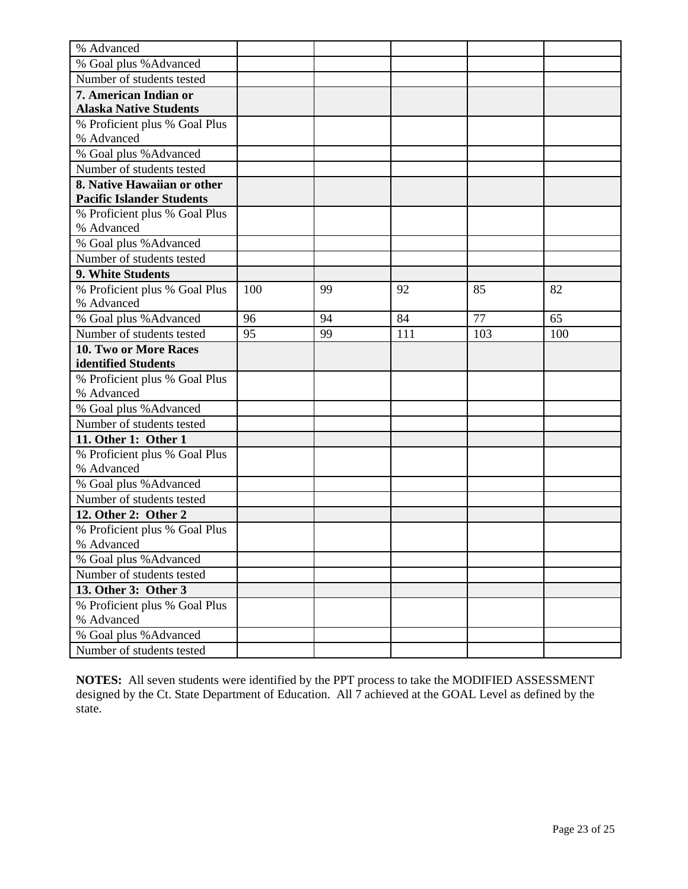| | | | | | |
|---|---|---|---|---|---|
| % Advanced | | | | | |
| % Goal plus %Advanced | | | | | |
| Number of students tested | | | | | |
| **7. American Indian or Alaska Native Students** | | | | | |
| % Proficient plus % Goal Plus % Advanced | | | | | |
| % Goal plus %Advanced | | | | | |
| Number of students tested | | | | | |
| **8. Native Hawaiian or other Pacific Islander Students** | | | | | |
| % Proficient plus % Goal Plus % Advanced | | | | | |
| % Goal plus %Advanced | | | | | |
| Number of students tested | | | | | |
| **9. White Students** | | | | | |
| % Proficient plus % Goal Plus % Advanced | 100 | 99 | 92 | 85 | 82 |
| % Goal plus %Advanced | 96 | 94 | 84 | 77 | 65 |
| Number of students tested | 95 | 99 | 111 | 103 | 100 |
| **10. Two or More Races identified Students** | | | | | |
| % Proficient plus % Goal Plus % Advanced | | | | | |
| % Goal plus %Advanced | | | | | |
| Number of students tested | | | | | |
| **11. Other 1: Other 1** | | | | | |
| % Proficient plus % Goal Plus % Advanced | | | | | |
| % Goal plus %Advanced | | | | | |
| Number of students tested | | | | | |
| **12. Other 2: Other 2** | | | | | |
| % Proficient plus % Goal Plus % Advanced | | | | | |
| % Goal plus %Advanced | | | | | |
| Number of students tested | | | | | |
| **13. Other 3: Other 3** | | | | | |
| % Proficient plus % Goal Plus % Advanced | | | | | |
| % Goal plus %Advanced | | | | | |
| Number of students tested | | | | | |

**NOTES:** All seven students were identified by the PPT process to take the MODIFIED ASSESSMENT designed by the Ct. State Department of Education. All 7 achieved at the GOAL Level as defined by the state.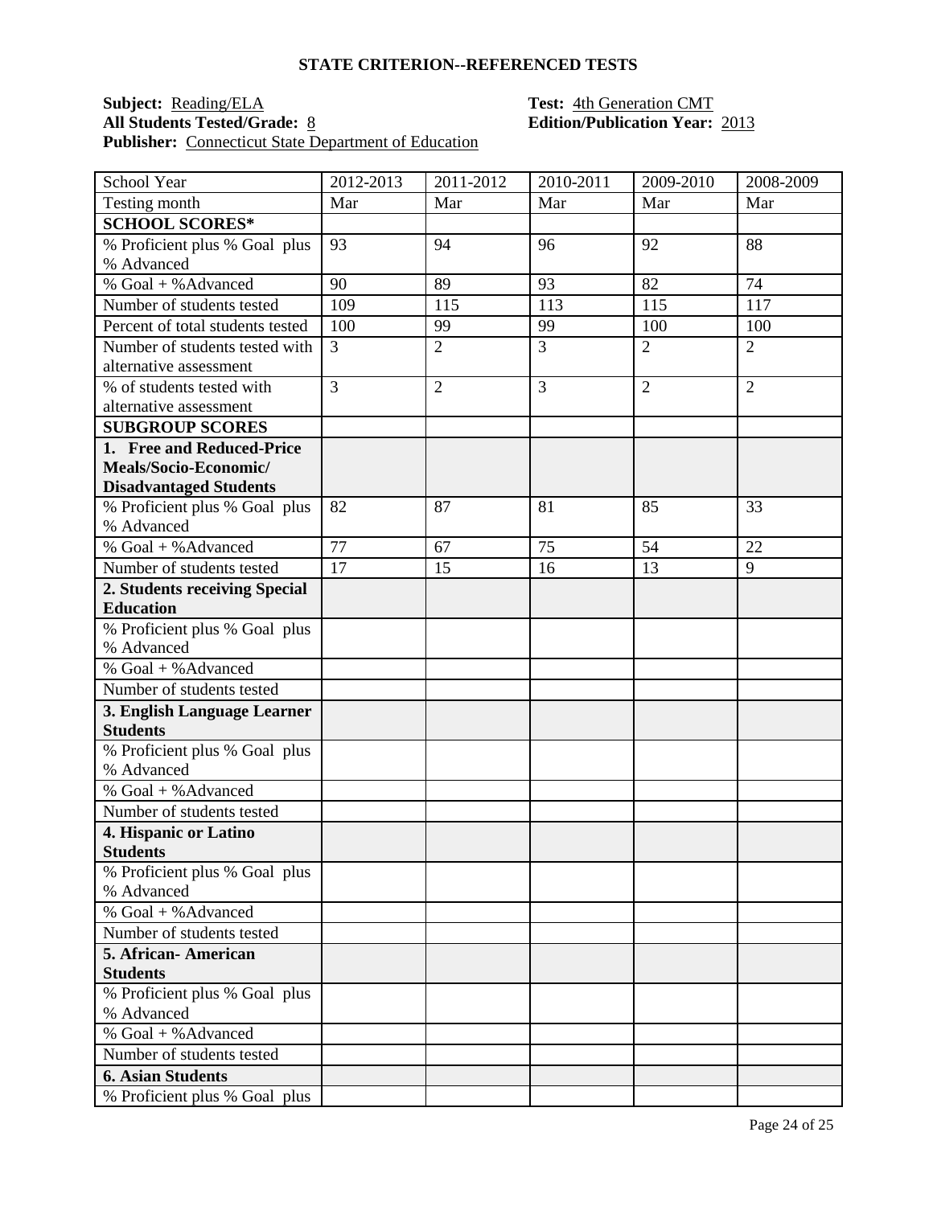## STATE CRITERION--REFERENCED TESTS

**Subject:** Reading/ELA  **Test:** 4th Generation CMT
**All Students Tested/Grade:** 8  **Edition/Publication Year:** 2013
**Publisher:** Connecticut State Department of Education

| School Year | 2012-2013 | 2011-2012 | 2010-2011 | 2009-2010 | 2008-2009 |
|---|---|---|---|---|---|
| Testing month | Mar | Mar | Mar | Mar | Mar |
| **SCHOOL SCORES*** | | | | | |
| % Proficient plus % Goal plus % Advanced | 93 | 94 | 96 | 92 | 88 |
| % Goal + %Advanced | 90 | 89 | 93 | 82 | 74 |
| Number of students tested | 109 | 115 | 113 | 115 | 117 |
| Percent of total students tested | 100 | 99 | 99 | 100 | 100 |
| Number of students tested with alternative assessment | 3 | 2 | 3 | 2 | 2 |
| % of students tested with alternative assessment | 3 | 2 | 3 | 2 | 2 |
| **SUBGROUP SCORES** | | | | | |
| **1. Free and Reduced-Price Meals/Socio-Economic/ Disadvantaged Students** | | | | | |
| % Proficient plus % Goal plus % Advanced | 82 | 87 | 81 | 85 | 33 |
| % Goal + %Advanced | 77 | 67 | 75 | 54 | 22 |
| Number of students tested | 17 | 15 | 16 | 13 | 9 |
| **2. Students receiving Special Education** | | | | | |
| % Proficient plus % Goal plus % Advanced | | | | | |
| % Goal + %Advanced | | | | | |
| Number of students tested | | | | | |
| **3. English Language Learner Students** | | | | | |
| % Proficient plus % Goal plus % Advanced | | | | | |
| % Goal + %Advanced | | | | | |
| Number of students tested | | | | | |
| **4. Hispanic or Latino Students** | | | | | |
| % Proficient plus % Goal plus % Advanced | | | | | |
| % Goal + %Advanced | | | | | |
| Number of students tested | | | | | |
| **5. African- American Students** | | | | | |
| % Proficient plus % Goal plus % Advanced | | | | | |
| % Goal + %Advanced | | | | | |
| Number of students tested | | | | | |
| **6. Asian Students** | | | | | |
| % Proficient plus % Goal plus | | | | | |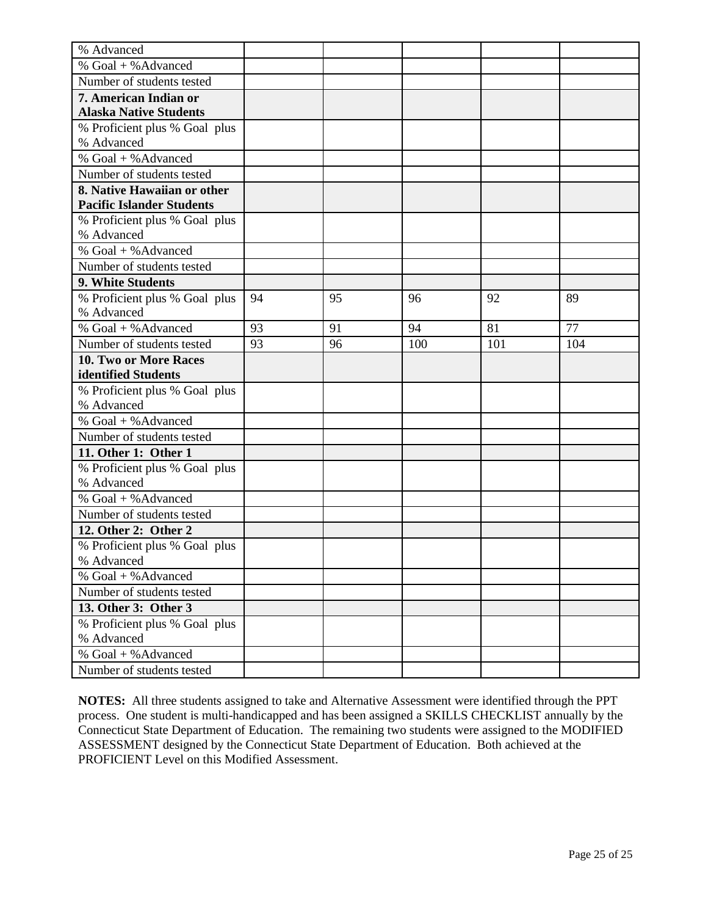| | | | | | |
|---|---|---|---|---|---|
| % Advanced | | | | | |
| % Goal + %Advanced | | | | | |
| Number of students tested | | | | | |
| **7. American Indian or Alaska Native Students** | | | | | |
| % Proficient plus % Goal plus % Advanced | | | | | |
| % Goal + %Advanced | | | | | |
| Number of students tested | | | | | |
| **8. Native Hawaiian or other Pacific Islander Students** | | | | | |
| % Proficient plus % Goal plus % Advanced | | | | | |
| % Goal + %Advanced | | | | | |
| Number of students tested | | | | | |
| **9. White Students** | | | | | |
| % Proficient plus % Goal plus % Advanced | 94 | 95 | 96 | 92 | 89 |
| % Goal + %Advanced | 93 | 91 | 94 | 81 | 77 |
| Number of students tested | 93 | 96 | 100 | 101 | 104 |
| **10. Two or More Races identified Students** | | | | | |
| % Proficient plus % Goal plus % Advanced | | | | | |
| % Goal + %Advanced | | | | | |
| Number of students tested | | | | | |
| **11. Other 1: Other 1** | | | | | |
| % Proficient plus % Goal plus % Advanced | | | | | |
| % Goal + %Advanced | | | | | |
| Number of students tested | | | | | |
| **12. Other 2: Other 2** | | | | | |
| % Proficient plus % Goal plus % Advanced | | | | | |
| % Goal + %Advanced | | | | | |
| Number of students tested | | | | | |
| **13. Other 3: Other 3** | | | | | |
| % Proficient plus % Goal plus % Advanced | | | | | |
| % Goal + %Advanced | | | | | |
| Number of students tested | | | | | |

**NOTES:** All three students assigned to take and Alternative Assessment were identified through the PPT process. One student is multi-handicapped and has been assigned a SKILLS CHECKLIST annually by the Connecticut State Department of Education. The remaining two students were assigned to the MODIFIED ASSESSMENT designed by the Connecticut State Department of Education. Both achieved at the PROFICIENT Level on this Modified Assessment.